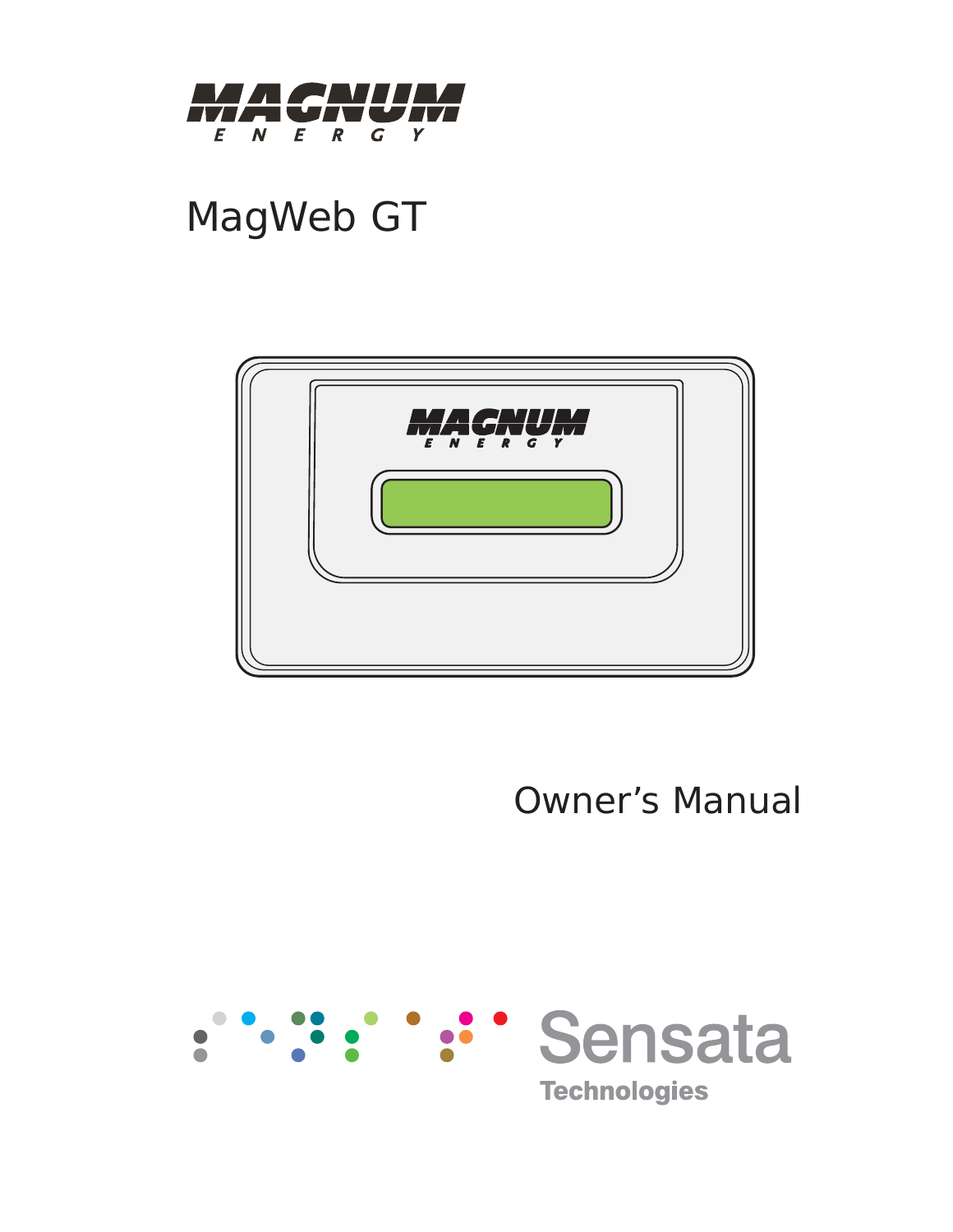MAGNUM ENERGY

# MagWeb GT

Owner's Manual

Sensata Technologies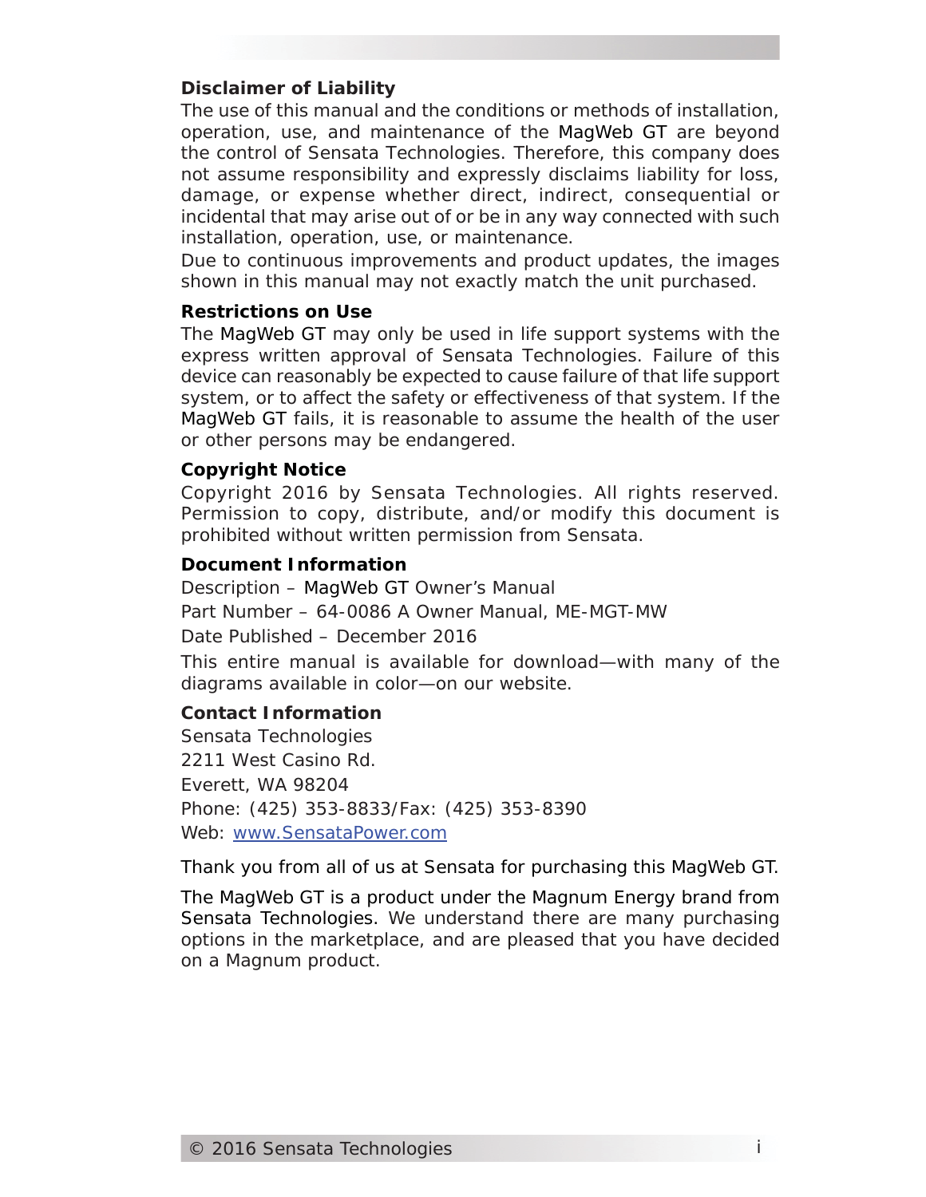## Disclaimer of Liability

The use of this manual and the conditions or methods of installation, operation, use, and maintenance of the MagWeb GT are beyond the control of Sensata Technologies. Therefore, this company does not assume responsibility and expressly disclaims liability for loss, damage, or expense whether direct, indirect, consequential or incidental that may arise out of or be in any way connected with such installation, operation, use, or maintenance.

Due to continuous improvements and product updates, the images shown in this manual may not exactly match the unit purchased.

## Restrictions on Use

The MagWeb GT may only be used in life support systems with the express written approval of Sensata Technologies. Failure of this device can reasonably be expected to cause failure of that life support system, or to affect the safety or effectiveness of that system. If the MagWeb GT fails, it is reasonable to assume the health of the user or other persons may be endangered.

## Copyright Notice

Copyright 2016 by Sensata Technologies. All rights reserved. Permission to copy, distribute, and/or modify this document is prohibited without written permission from Sensata.

## Document Information

Description – MagWeb GT Owner's Manual

Part Number – 64-0086 A Owner Manual, ME-MGT-MW

Date Published – December 2016

This entire manual is available for download—with many of the diagrams available in color—on our website.

## Contact Information

Sensata Technologies

2211 West Casino Rd.

Everett, WA 98204

Phone: (425) 353-8833/Fax: (425) 353-8390

Web: www.SensataPower.com

Thank you from all of us at Sensata for purchasing this MagWeb GT.

The MagWeb GT is a product under the Magnum Energy brand from Sensata Technologies. We understand there are many purchasing options in the marketplace, and are pleased that you have decided on a Magnum product.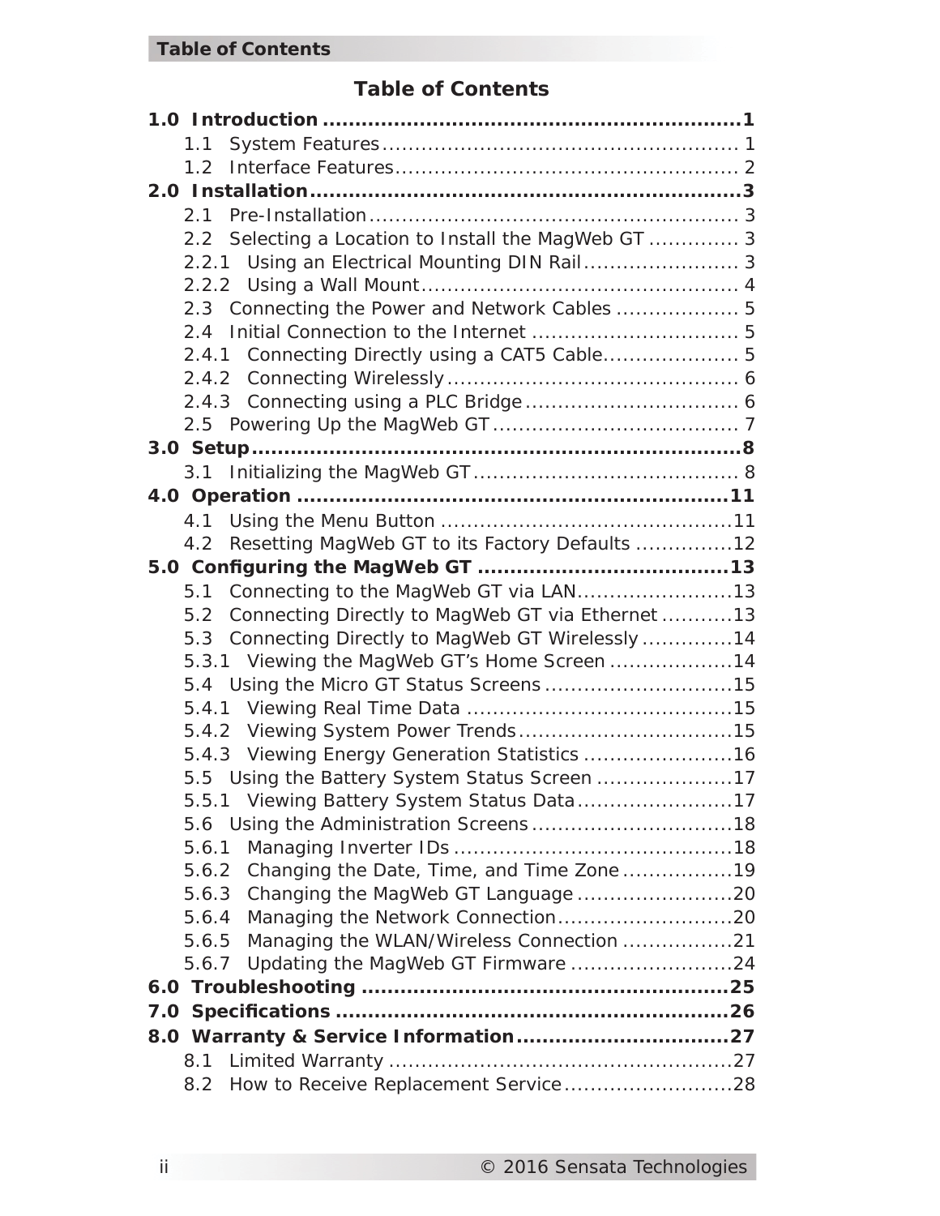# Table of Contents

**1.0 Introduction ................................................................1**

1.1 System Features ....................................................... 1

1.2 Interface Features..................................................... 2

**2.0 Installation..................................................................3**

2.1 Pre-Installation ......................................................... 3

2.2 Selecting a Location to Install the MagWeb GT ............. 3

2.2.1 Using an Electrical Mounting DIN Rail........................ 3

2.2.2 Using a Wall Mount................................................. 4

2.3 Connecting the Power and Network Cables .................. 5

2.4 Initial Connection to the Internet ............................... 5

2.4.1 Connecting Directly using a CAT5 Cable.................... 5

2.4.2 Connecting Wirelessly............................................. 6

2.4.3 Connecting using a PLC Bridge ................................. 6

2.5 Powering Up the MagWeb GT...................................... 7

**3.0 Setup...........................................................................8**

3.1 Initializing the MagWeb GT......................................... 8

**4.0 Operation ..................................................................11**

4.1 Using the Menu Button .............................................11

4.2 Resetting MagWeb GT to its Factory Defaults ...............12

**5.0 Configuring the MagWeb GT .......................................13**

5.1 Connecting to the MagWeb GT via LAN........................13

5.2 Connecting Directly to MagWeb GT via Ethernet ...........13

5.3 Connecting Directly to MagWeb GT Wirelessly .............14

5.3.1 Viewing the MagWeb GT's Home Screen ...................14

5.4 Using the Micro GT Status Screens .............................15

5.4.1 Viewing Real Time Data .........................................15

5.4.2 Viewing System Power Trends.................................15

5.4.3 Viewing Energy Generation Statistics .......................16

5.5 Using the Battery System Status Screen .....................17

5.5.1 Viewing Battery System Status Data........................17

5.6 Using the Administration Screens ...............................18

5.6.1 Managing Inverter IDs ...........................................18

5.6.2 Changing the Date, Time, and Time Zone .................19

5.6.3 Changing the MagWeb GT Language ........................20

5.6.4 Managing the Network Connection...........................20

5.6.5 Managing the WLAN/Wireless Connection .................21

5.6.7 Updating the MagWeb GT Firmware .........................24

**6.0 Troubleshooting ........................................................25**

**7.0 Specifications ............................................................26**

**8.0 Warranty & Service Information.................................27**

8.1 Limited Warranty .....................................................27

8.2 How to Receive Replacement Service..........................28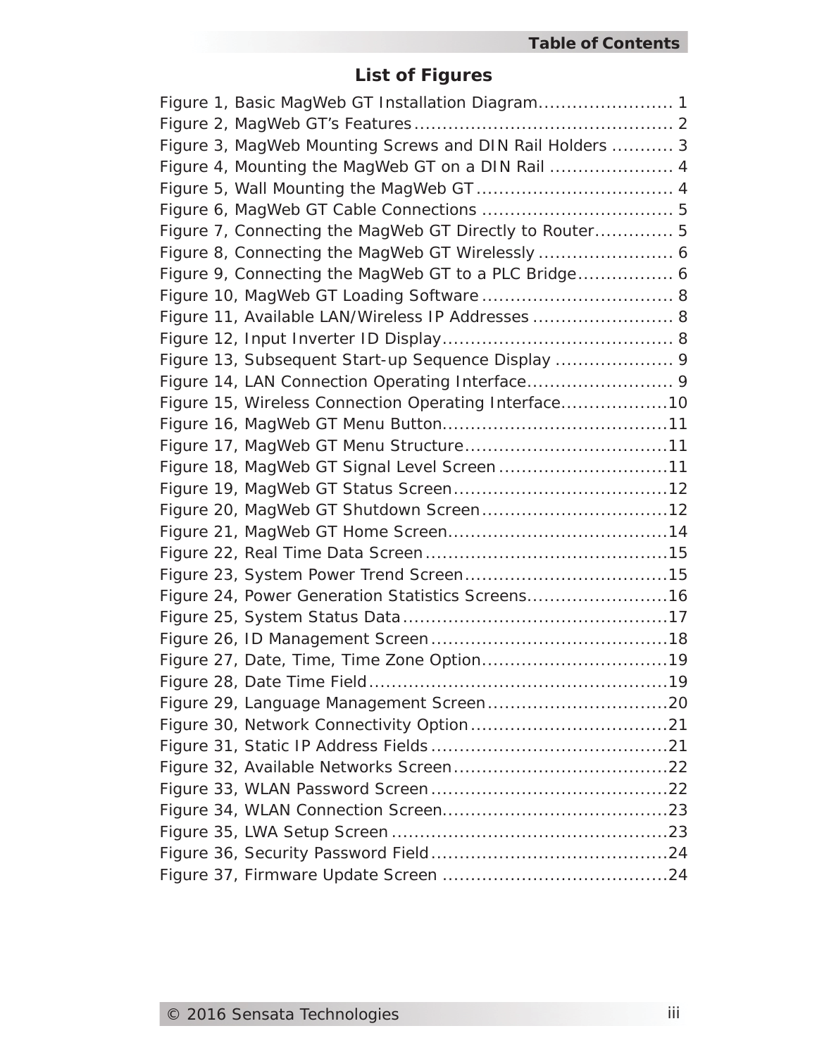## List of Figures

Figure 1, Basic MagWeb GT Installation Diagram........................ 1
Figure 2, MagWeb GT's Features............................................. 2
Figure 3, MagWeb Mounting Screws and DIN Rail Holders ........... 3
Figure 4, Mounting the MagWeb GT on a DIN Rail ...................... 4
Figure 5, Wall Mounting the MagWeb GT.................................... 4
Figure 6, MagWeb GT Cable Connections .................................. 5
Figure 7, Connecting the MagWeb GT Directly to Router............. 5
Figure 8, Connecting the MagWeb GT Wirelessly ........................ 6
Figure 9, Connecting the MagWeb GT to a PLC Bridge................. 6
Figure 10, MagWeb GT Loading Software .................................. 8
Figure 11, Available LAN/Wireless IP Addresses ......................... 8
Figure 12, Input Inverter ID Display......................................... 8
Figure 13, Subsequent Start-up Sequence Display ..................... 9
Figure 14, LAN Connection Operating Interface.......................... 9
Figure 15, Wireless Connection Operating Interface...................10
Figure 16, MagWeb GT Menu Button........................................11
Figure 17, MagWeb GT Menu Structure....................................11
Figure 18, MagWeb GT Signal Level Screen ..............................11
Figure 19, MagWeb GT Status Screen......................................12
Figure 20, MagWeb GT Shutdown Screen.................................12
Figure 21, MagWeb GT Home Screen.......................................14
Figure 22, Real Time Data Screen...........................................15
Figure 23, System Power Trend Screen....................................15
Figure 24, Power Generation Statistics Screens.........................16
Figure 25, System Status Data...............................................17
Figure 26, ID Management Screen..........................................18
Figure 27, Date, Time, Time Zone Option.................................19
Figure 28, Date Time Field.....................................................19
Figure 29, Language Management Screen................................20
Figure 30, Network Connectivity Option...................................21
Figure 31, Static IP Address Fields..........................................21
Figure 32, Available Networks Screen......................................22
Figure 33, WLAN Password Screen..........................................22
Figure 34, WLAN Connection Screen........................................23
Figure 35, LWA Setup Screen.................................................23
Figure 36, Security Password Field..........................................24
Figure 37, Firmware Update Screen ........................................24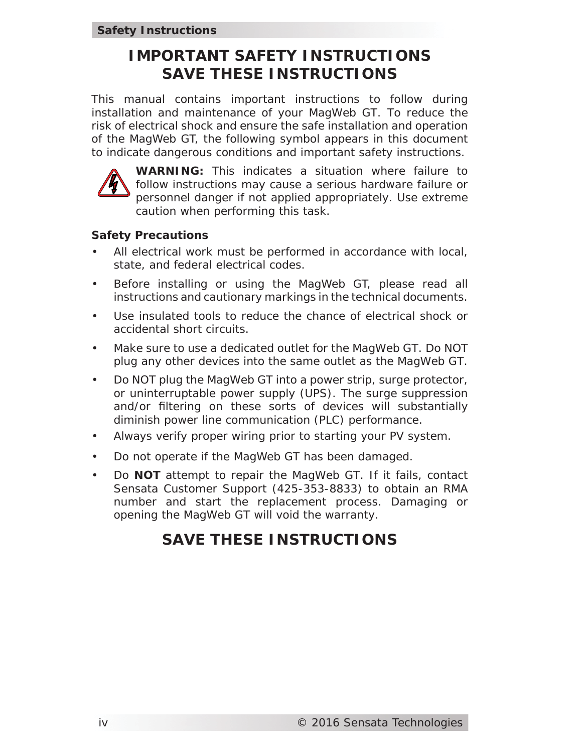# IMPORTANT SAFETY INSTRUCTIONS
# SAVE THESE INSTRUCTIONS

This manual contains important instructions to follow during installation and maintenance of your MagWeb GT. To reduce the risk of electrical shock and ensure the safe installation and operation of the MagWeb GT, the following symbol appears in this document to indicate dangerous conditions and important safety instructions.

**WARNING:** This indicates a situation where failure to follow instructions may cause a serious hardware failure or personnel danger if not applied appropriately. Use extreme caution when performing this task.

### Safety Precautions

- All electrical work must be performed in accordance with local, state, and federal electrical codes.
- Before installing or using the MagWeb GT, please read all instructions and cautionary markings in the technical documents.
- Use insulated tools to reduce the chance of electrical shock or accidental short circuits.
- Make sure to use a dedicated outlet for the MagWeb GT. Do NOT plug any other devices into the same outlet as the MagWeb GT.
- Do NOT plug the MagWeb GT into a power strip, surge protector, or uninterruptable power supply (UPS). The surge suppression and/or filtering on these sorts of devices will substantially diminish power line communication (PLC) performance.
- Always verify proper wiring prior to starting your PV system.
- Do not operate if the MagWeb GT has been damaged.
- Do **NOT** attempt to repair the MagWeb GT. If it fails, contact Sensata Customer Support (425-353-8833) to obtain an RMA number and start the replacement process. Damaging or opening the MagWeb GT will void the warranty.

# SAVE THESE INSTRUCTIONS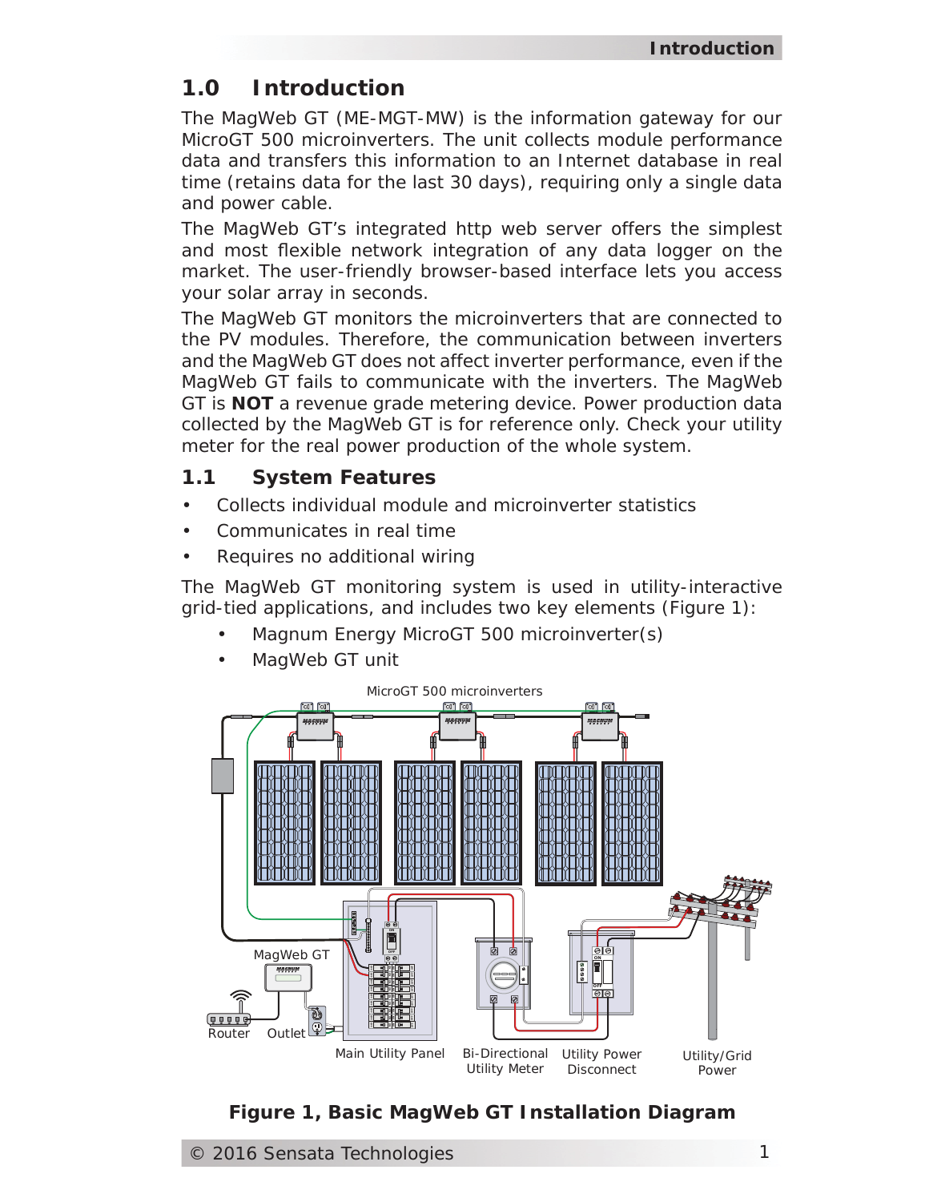# 1.0 Introduction

The MagWeb GT (ME-MGT-MW) is the information gateway for our MicroGT 500 microinverters. The unit collects module performance data and transfers this information to an Internet database in real time (retains data for the last 30 days), requiring only a single data and power cable.

The MagWeb GT's integrated http web server offers the simplest and most flexible network integration of any data logger on the market. The user-friendly browser-based interface lets you access your solar array in seconds.

The MagWeb GT monitors the microinverters that are connected to the PV modules. Therefore, the communication between inverters and the MagWeb GT does not affect inverter performance, even if the MagWeb GT fails to communicate with the inverters. The MagWeb GT is **NOT** a revenue grade metering device. Power production data collected by the MagWeb GT is for reference only. Check your utility meter for the real power production of the whole system.

## 1.1 System Features

- Collects individual module and microinverter statistics
- Communicates in real time
- Requires no additional wiring

The MagWeb GT monitoring system is used in utility-interactive grid-tied applications, and includes two key elements (Figure 1):

- Magnum Energy MicroGT 500 microinverter(s)
- MagWeb GT unit

**Figure 1, Basic MagWeb GT Installation Diagram**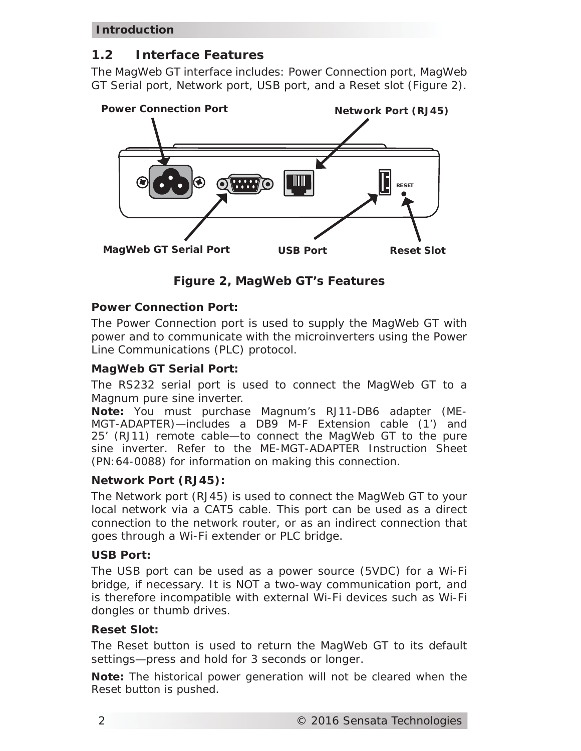## 1.2 Interface Features

The MagWeb GT interface includes: Power Connection port, MagWeb GT Serial port, Network port, USB port, and a Reset slot (Figure 2).

Power Connection Port

Network Port (RJ45)

MagWeb GT Serial Port

USB Port

Reset Slot

**Figure 2, MagWeb GT's Features**

**Power Connection Port:**

The Power Connection port is used to supply the MagWeb GT with power and to communicate with the microinverters using the Power Line Communications (PLC) protocol.

**MagWeb GT Serial Port:**

The RS232 serial port is used to connect the MagWeb GT to a Magnum pure sine inverter.

**Note:** You must purchase Magnum's RJ11-DB6 adapter (ME-MGT-ADAPTER)—includes a DB9 M-F Extension cable (1') and 25' (RJ11) remote cable—to connect the MagWeb GT to the pure sine inverter. Refer to the ME-MGT-ADAPTER Instruction Sheet (PN:64-0088) for information on making this connection.

**Network Port (RJ45):**

The Network port (RJ45) is used to connect the MagWeb GT to your local network via a CAT5 cable. This port can be used as a direct connection to the network router, or as an indirect connection that goes through a Wi-Fi extender or PLC bridge.

**USB Port:**

The USB port can be used as a power source (5VDC) for a Wi-Fi bridge, if necessary. It is NOT a two-way communication port, and is therefore incompatible with external Wi-Fi devices such as Wi-Fi dongles or thumb drives.

**Reset Slot:**

The Reset button is used to return the MagWeb GT to its default settings—press and hold for 3 seconds or longer.

**Note:** The historical power generation will not be cleared when the Reset button is pushed.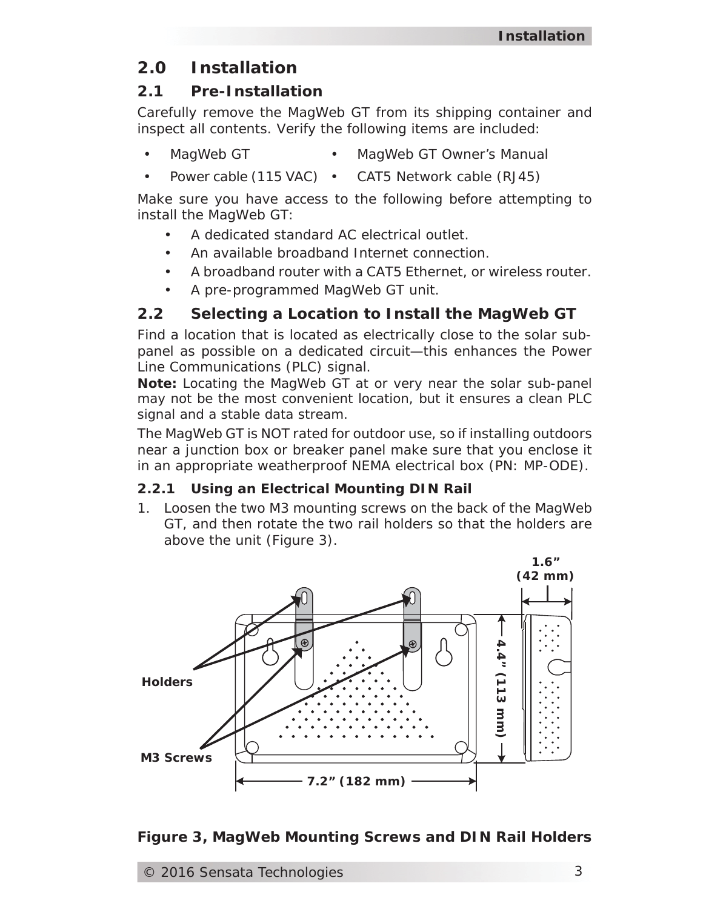## 2.0 Installation

### 2.1 Pre-Installation

Carefully remove the MagWeb GT from its shipping container and inspect all contents. Verify the following items are included:

- MagWeb GT
- MagWeb GT Owner's Manual
- Power cable (115 VAC)
- CAT5 Network cable (RJ45)

Make sure you have access to the following before attempting to install the MagWeb GT:

- A dedicated standard AC electrical outlet.
- An available broadband Internet connection.
- A broadband router with a CAT5 Ethernet, or wireless router.
- A pre-programmed MagWeb GT unit.

### 2.2 Selecting a Location to Install the MagWeb GT

Find a location that is located as electrically close to the solar sub-panel as possible on a dedicated circuit—this enhances the Power Line Communications (PLC) signal.

**Note:** Locating the MagWeb GT at or very near the solar sub-panel may not be the most convenient location, but it ensures a clean PLC signal and a stable data stream.

The MagWeb GT is NOT rated for outdoor use, so if installing outdoors near a junction box or breaker panel make sure that you enclose it in an appropriate weatherproof NEMA electrical box (PN: MP-ODE).

#### 2.2.1 Using an Electrical Mounting DIN Rail

1. Loosen the two M3 mounting screws on the back of the MagWeb GT, and then rotate the two rail holders so that the holders are above the unit (Figure 3).

Holders

M3 Screws

7.2" (182 mm)

4.4" (113 mm)

1.6" (42 mm)

**Figure 3, MagWeb Mounting Screws and DIN Rail Holders**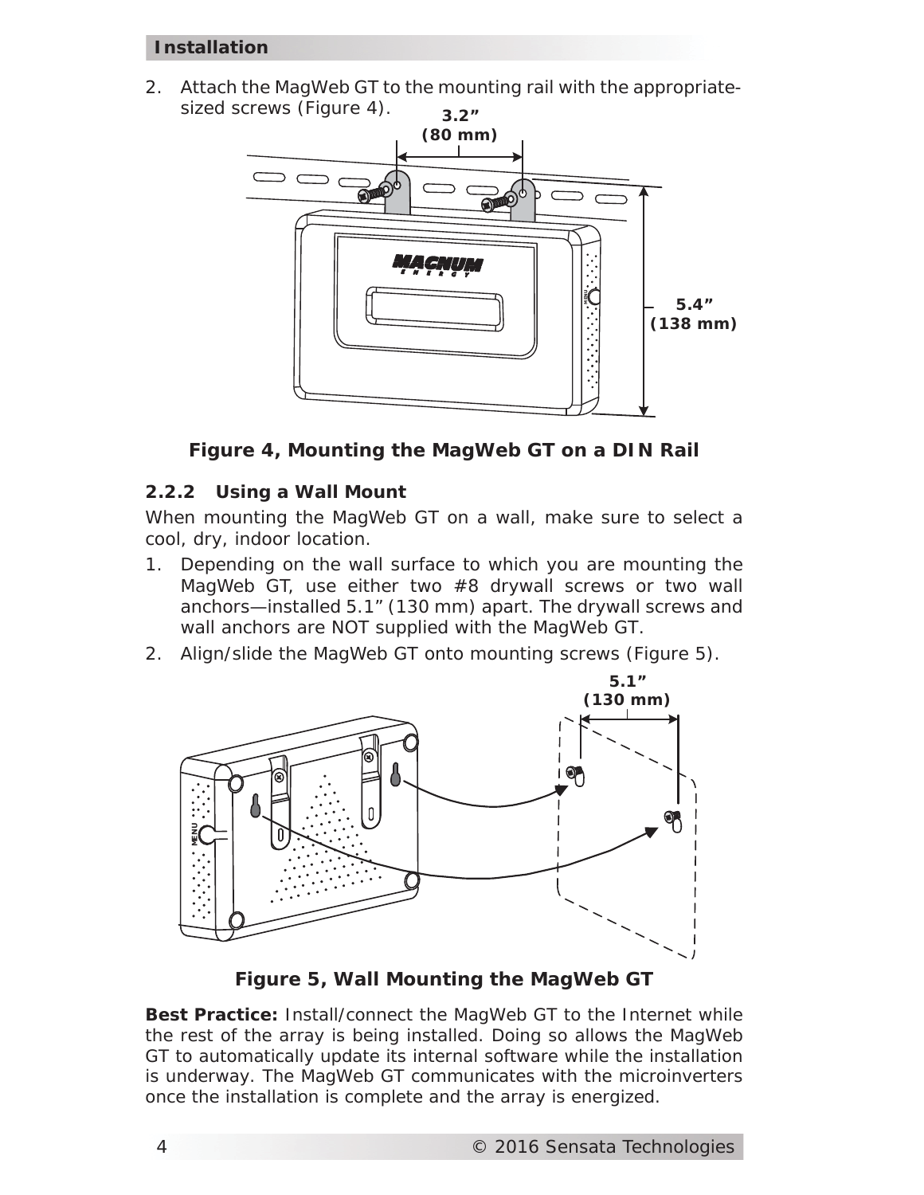2. Attach the MagWeb GT to the mounting rail with the appropriate-sized screws (Figure 4).

**Figure 4, Mounting the MagWeb GT on a DIN Rail**

### 2.2.2 Using a Wall Mount

When mounting the MagWeb GT on a wall, make sure to select a cool, dry, indoor location.

1. Depending on the wall surface to which you are mounting the MagWeb GT, use either two #8 drywall screws or two wall anchors—installed 5.1" (130 mm) apart. The drywall screws and wall anchors are NOT supplied with the MagWeb GT.
2. Align/slide the MagWeb GT onto mounting screws (Figure 5).

**Figure 5, Wall Mounting the MagWeb GT**

**Best Practice:** Install/connect the MagWeb GT to the Internet while the rest of the array is being installed. Doing so allows the MagWeb GT to automatically update its internal software while the installation is underway. The MagWeb GT communicates with the microinverters once the installation is complete and the array is energized.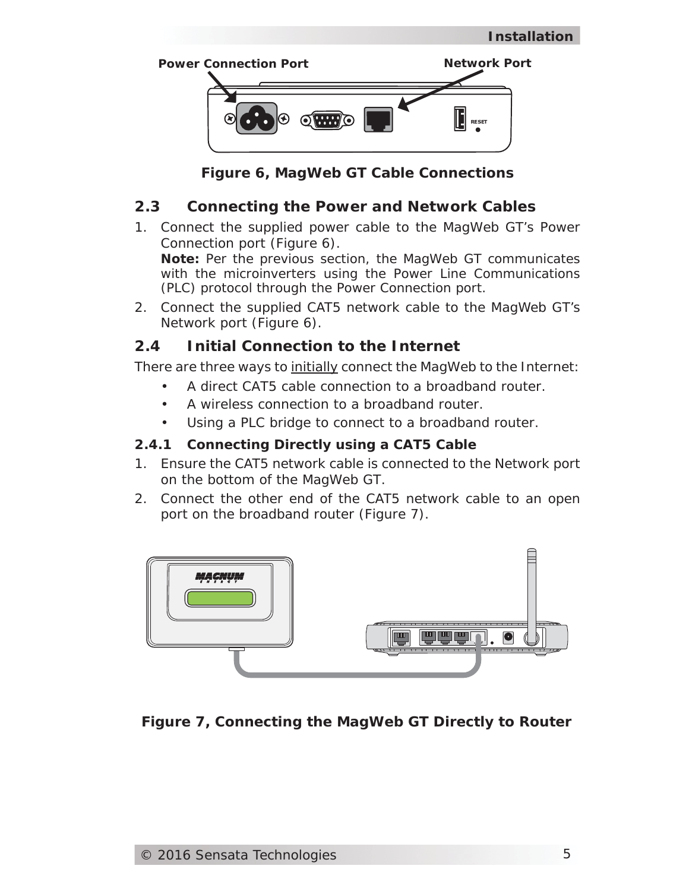Power Connection Port

Network Port

RESET

**Figure 6, MagWeb GT Cable Connections**

## 2.3 Connecting the Power and Network Cables

1. Connect the supplied power cable to the MagWeb GT's Power Connection port (Figure 6).
   **Note:** Per the previous section, the MagWeb GT communicates with the microinverters using the Power Line Communications (PLC) protocol through the Power Connection port.
2. Connect the supplied CAT5 network cable to the MagWeb GT's Network port (Figure 6).

## 2.4 Initial Connection to the Internet

There are three ways to <u>initially</u> connect the MagWeb to the Internet:

- A direct CAT5 cable connection to a broadband router.
- A wireless connection to a broadband router.
- Using a PLC bridge to connect to a broadband router.

### 2.4.1 Connecting Directly using a CAT5 Cable

1. Ensure the CAT5 network cable is connected to the Network port on the bottom of the MagWeb GT.
2. Connect the other end of the CAT5 network cable to an open port on the broadband router (Figure 7).

**Figure 7, Connecting the MagWeb GT Directly to Router**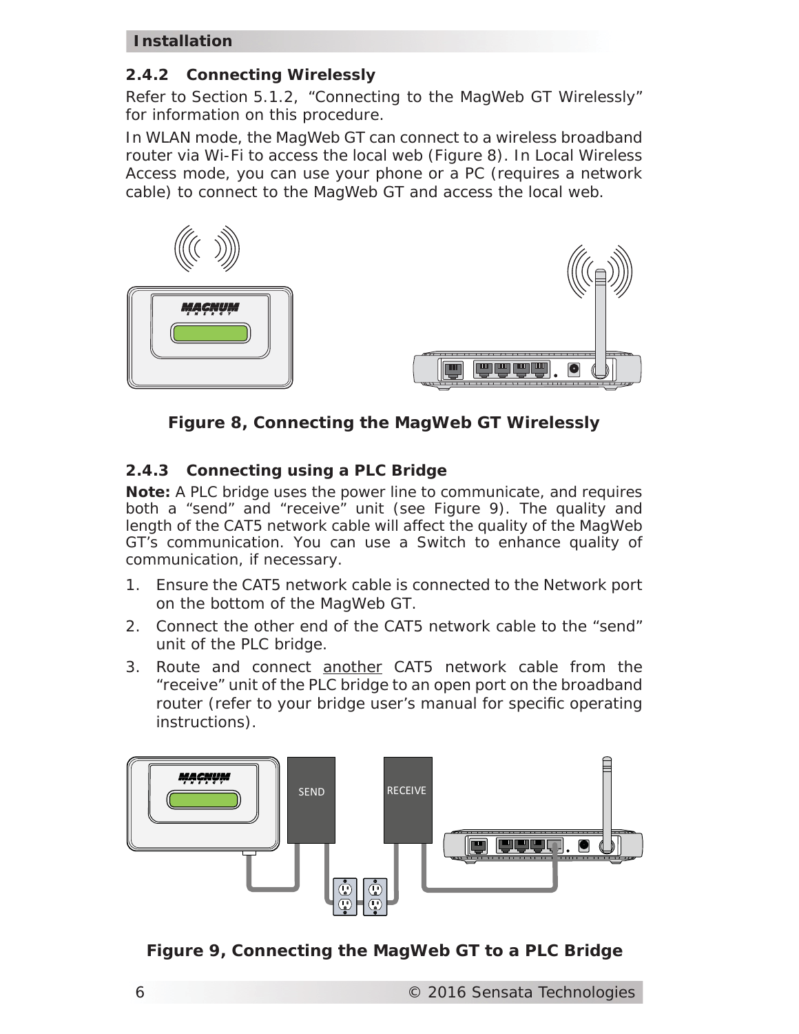### 2.4.2 Connecting Wirelessly

Refer to Section 5.1.2, "Connecting to the MagWeb GT Wirelessly" for information on this procedure.

In WLAN mode, the MagWeb GT can connect to a wireless broadband router via Wi-Fi to access the local web (Figure 8). In Local Wireless Access mode, you can use your phone or a PC (requires a network cable) to connect to the MagWeb GT and access the local web.

**Figure 8, Connecting the MagWeb GT Wirelessly**

### 2.4.3 Connecting using a PLC Bridge

**Note:** A PLC bridge uses the power line to communicate, and requires both a "send" and "receive" unit (see Figure 9). The quality and length of the CAT5 network cable will affect the quality of the MagWeb GT's communication. You can use a Switch to enhance quality of communication, if necessary.

1. Ensure the CAT5 network cable is connected to the Network port on the bottom of the MagWeb GT.
2. Connect the other end of the CAT5 network cable to the "send" unit of the PLC bridge.
3. Route and connect another CAT5 network cable from the "receive" unit of the PLC bridge to an open port on the broadband router (refer to your bridge user's manual for specific operating instructions).

**Figure 9, Connecting the MagWeb GT to a PLC Bridge**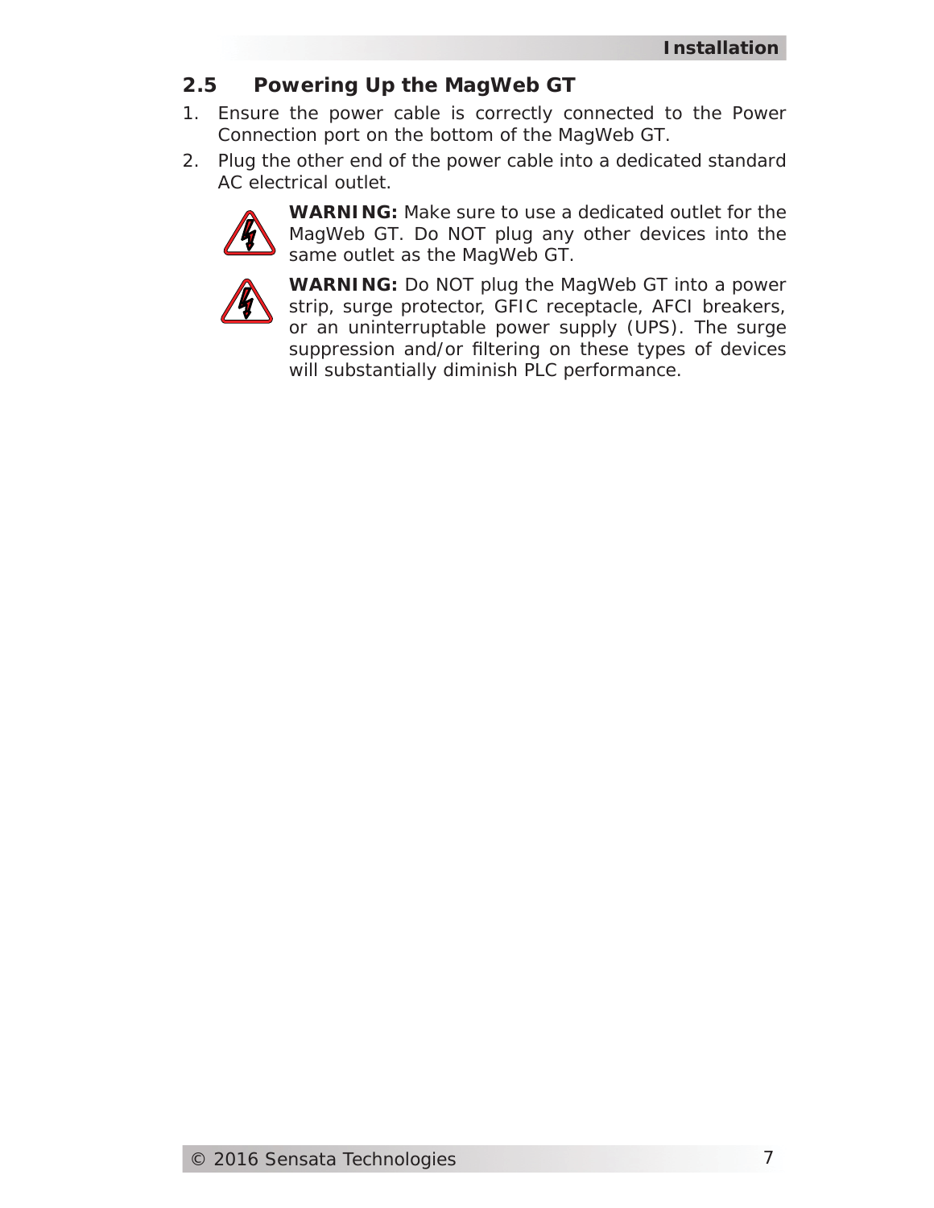## 2.5 Powering Up the MagWeb GT

1. Ensure the power cable is correctly connected to the Power Connection port on the bottom of the MagWeb GT.
2. Plug the other end of the power cable into a dedicated standard AC electrical outlet.

**WARNING:** Make sure to use a dedicated outlet for the MagWeb GT. Do NOT plug any other devices into the same outlet as the MagWeb GT.

**WARNING:** Do NOT plug the MagWeb GT into a power strip, surge protector, GFIC receptacle, AFCI breakers, or an uninterruptable power supply (UPS). The surge suppression and/or filtering on these types of devices will substantially diminish PLC performance.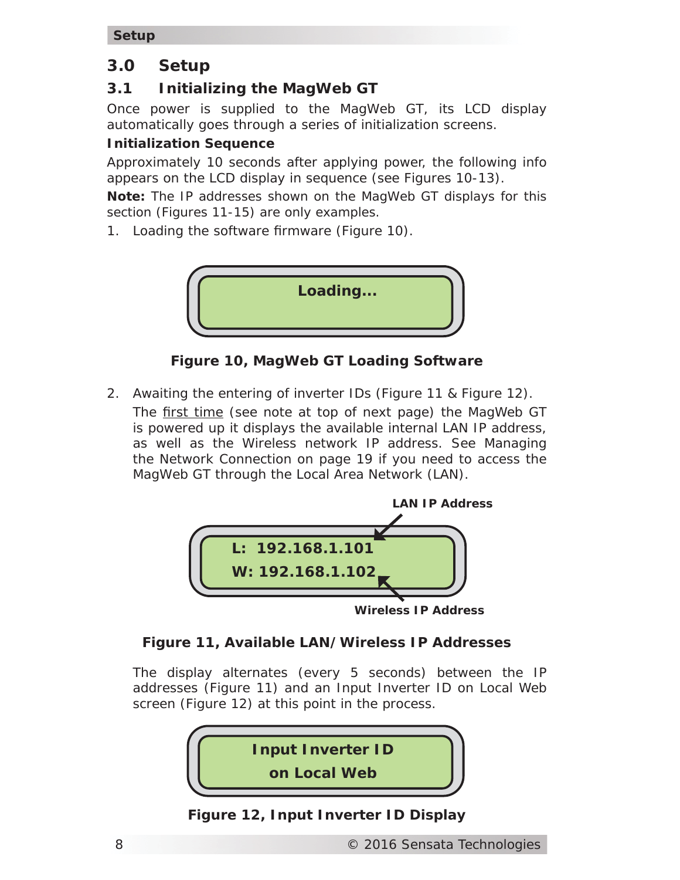# 3.0 Setup

## 3.1 Initializing the MagWeb GT

Once power is supplied to the MagWeb GT, its LCD display automatically goes through a series of initialization screens.

**Initialization Sequence**

Approximately 10 seconds after applying power, the following info appears on the LCD display in sequence (see Figures 10-13).

**Note:** The IP addresses shown on the MagWeb GT displays for this section (Figures 11-15) are only examples.

1. Loading the software firmware (Figure 10).

**Loading...**

**Figure 10, MagWeb GT Loading Software**

2. Awaiting the entering of inverter IDs (Figure 11 & Figure 12).

   The first time (see note at top of next page) the MagWeb GT is powered up it displays the available internal LAN IP address, as well as the Wireless network IP address. See Managing the Network Connection on page 19 if you need to access the MagWeb GT through the Local Area Network (LAN).

**LAN IP Address**

**L: 192.168.1.101**
**W: 192.168.1.102**

**Wireless IP Address**

**Figure 11, Available LAN/Wireless IP Addresses**

   The display alternates (every 5 seconds) between the IP addresses (Figure 11) and an Input Inverter ID on Local Web screen (Figure 12) at this point in the process.

**Input Inverter ID**
**on Local Web**

**Figure 12, Input Inverter ID Display**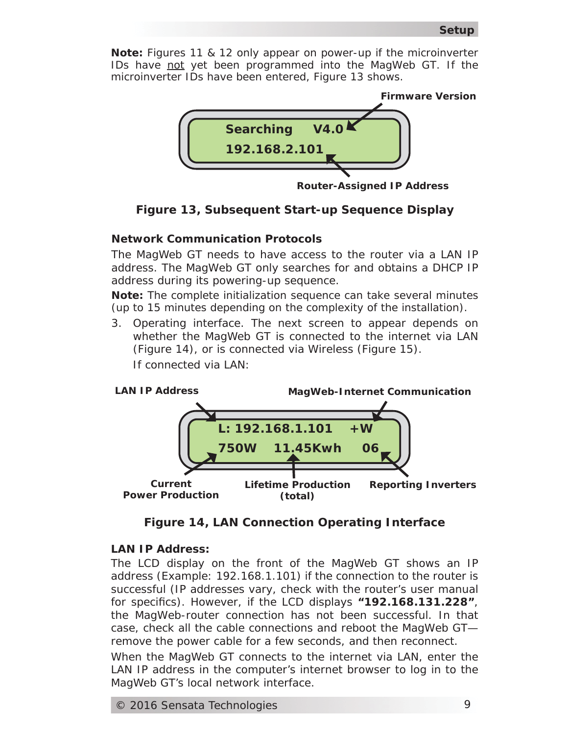**Note:** Figures 11 & 12 only appear on power-up if the microinverter IDs have not yet been programmed into the MagWeb GT. If the microinverter IDs have been entered, Figure 13 shows.

Firmware Version

Searching V4.0
192.168.2.101

Router-Assigned IP Address

**Figure 13, Subsequent Start-up Sequence Display**

### Network Communication Protocols

The MagWeb GT needs to have access to the router via a LAN IP address. The MagWeb GT only searches for and obtains a DHCP IP address during its powering-up sequence.

**Note:** The complete initialization sequence can take several minutes (up to 15 minutes depending on the complexity of the installation).

3. Operating interface. The next screen to appear depends on whether the MagWeb GT is connected to the internet via LAN (Figure 14), or is connected via Wireless (Figure 15).

   If connected via LAN:

LAN IP Address — MagWeb-Internet Communication

L: 192.168.1.101 +W
750W 11.45Kwh 06

Current Power Production — Lifetime Production (total) — Reporting Inverters

**Figure 14, LAN Connection Operating Interface**

### LAN IP Address:

The LCD display on the front of the MagWeb GT shows an IP address (Example: 192.168.1.101) if the connection to the router is successful (IP addresses vary, check with the router's user manual for specifics). However, if the LCD displays **"192.168.131.228"**, the MagWeb-router connection has not been successful. In that case, check all the cable connections and reboot the MagWeb GT—remove the power cable for a few seconds, and then reconnect.

When the MagWeb GT connects to the internet via LAN, enter the LAN IP address in the computer's internet browser to log in to the MagWeb GT's local network interface.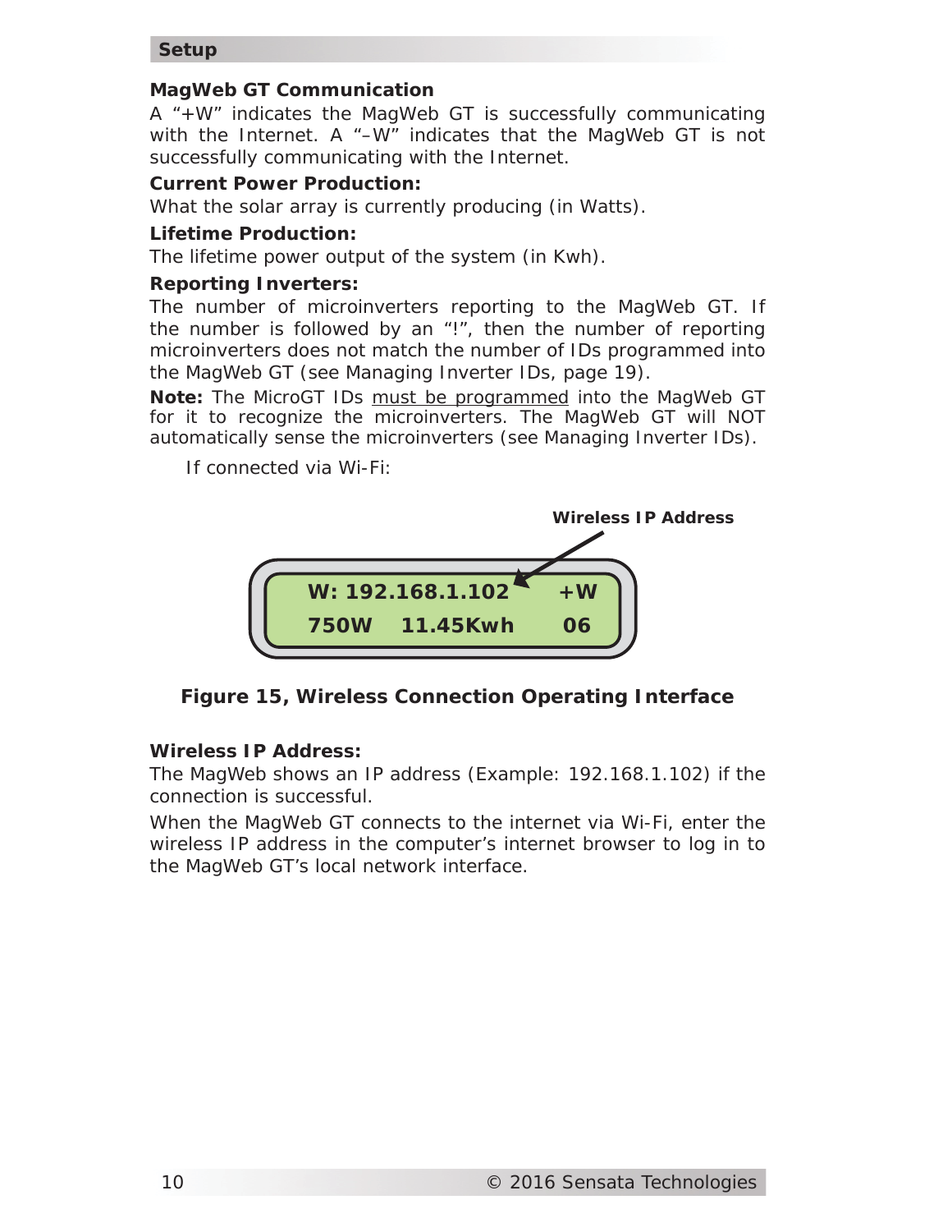## MagWeb GT Communication

A "+W" indicates the MagWeb GT is successfully communicating with the Internet. A "–W" indicates that the MagWeb GT is not successfully communicating with the Internet.

**Current Power Production:**

What the solar array is currently producing (in Watts).

**Lifetime Production:**

The lifetime power output of the system (in Kwh).

**Reporting Inverters:**

The number of microinverters reporting to the MagWeb GT. If the number is followed by an "!", then the number of reporting microinverters does not match the number of IDs programmed into the MagWeb GT (see Managing Inverter IDs, page 19).

**Note:** The MicroGT IDs must be programmed into the MagWeb GT for it to recognize the microinverters. The MagWeb GT will NOT automatically sense the microinverters (see Managing Inverter IDs).

If connected via Wi-Fi:

Wireless IP Address

```
W: 192.168.1.102    +W
750W   11.45Kwh     06
```

**Figure 15, Wireless Connection Operating Interface**

**Wireless IP Address:**

The MagWeb shows an IP address (Example: 192.168.1.102) if the connection is successful.

When the MagWeb GT connects to the internet via Wi-Fi, enter the wireless IP address in the computer's internet browser to log in to the MagWeb GT's local network interface.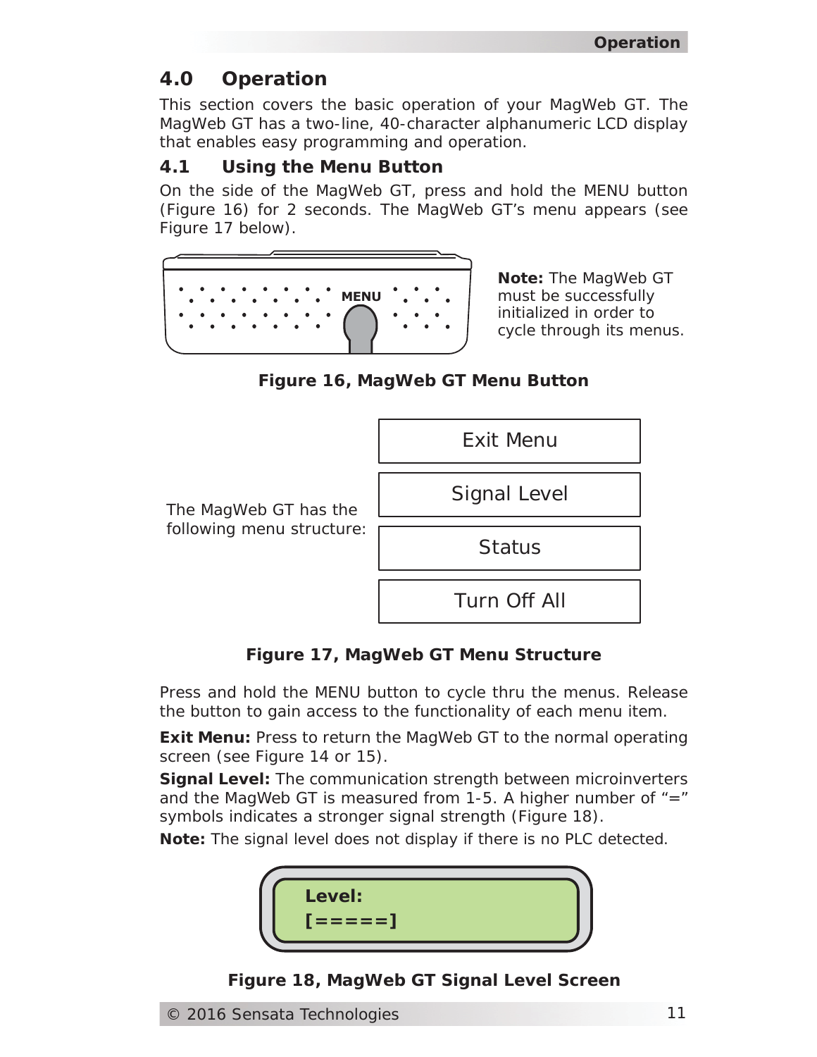## 4.0 Operation

This section covers the basic operation of your MagWeb GT. The MagWeb GT has a two-line, 40-character alphanumeric LCD display that enables easy programming and operation.

### 4.1 Using the Menu Button

On the side of the MagWeb GT, press and hold the MENU button (Figure 16) for 2 seconds. The MagWeb GT's menu appears (see Figure 17 below).

MENU

**Note:** The MagWeb GT must be successfully initialized in order to cycle through its menus.

**Figure 16, MagWeb GT Menu Button**

The MagWeb GT has the following menu structure:

- Exit Menu
- Signal Level
- Status
- Turn Off All

**Figure 17, MagWeb GT Menu Structure**

Press and hold the MENU button to cycle thru the menus. Release the button to gain access to the functionality of each menu item.

**Exit Menu:** Press to return the MagWeb GT to the normal operating screen (see Figure 14 or 15).

**Signal Level:** The communication strength between microinverters and the MagWeb GT is measured from 1-5. A higher number of "=" symbols indicates a stronger signal strength (Figure 18).

**Note:** The signal level does not display if there is no PLC detected.

```
Level:
[=====]
```

**Figure 18, MagWeb GT Signal Level Screen**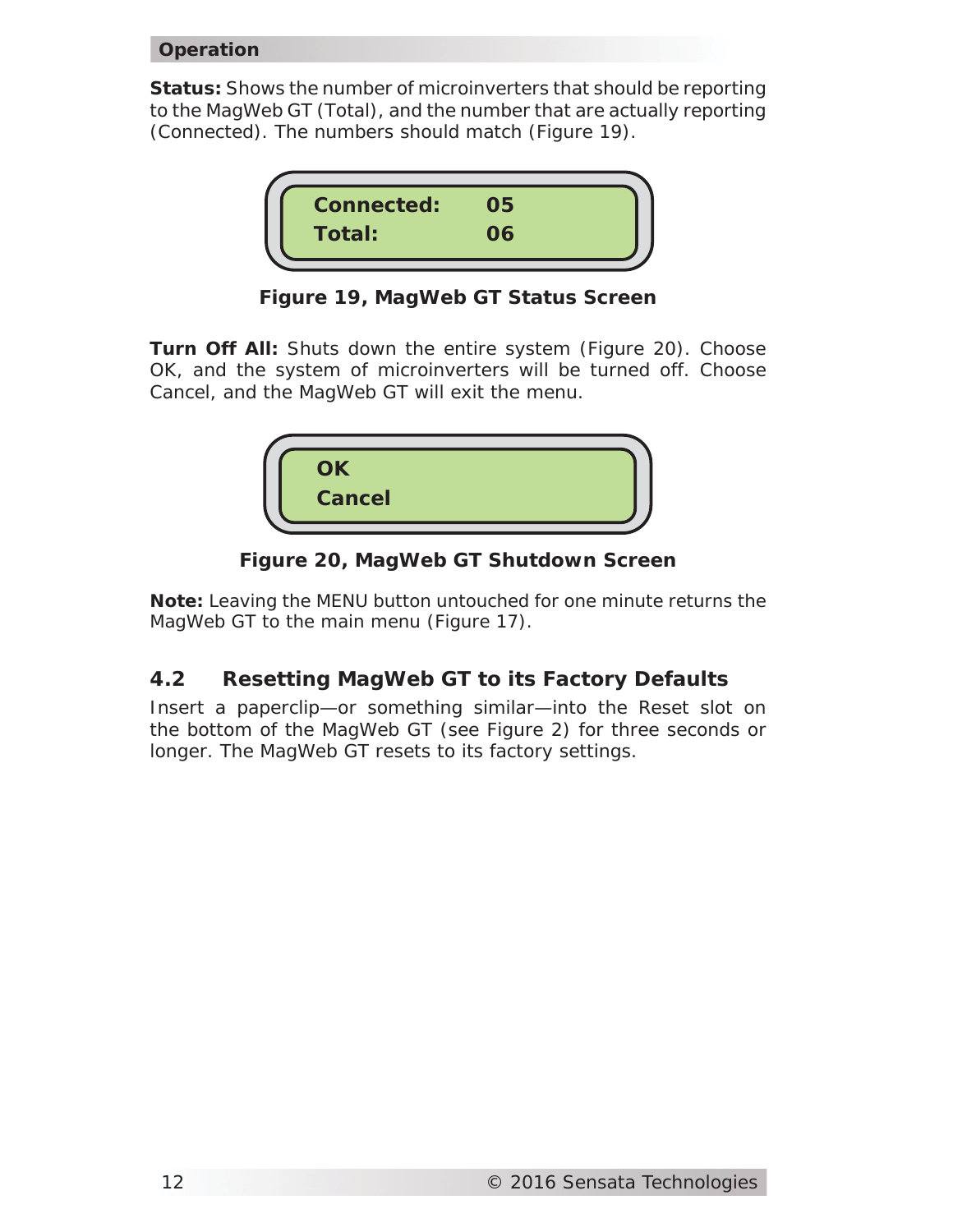**Status:** Shows the number of microinverters that should be reporting to the MagWeb GT (Total), and the number that are actually reporting (Connected). The numbers should match (Figure 19).

```
Connected:    05
Total:        06
```

**Figure 19, MagWeb GT Status Screen**

**Turn Off All:** Shuts down the entire system (Figure 20). Choose OK, and the system of microinverters will be turned off. Choose Cancel, and the MagWeb GT will exit the menu.

```
OK
Cancel
```

**Figure 20, MagWeb GT Shutdown Screen**

**Note:** Leaving the MENU button untouched for one minute returns the MagWeb GT to the main menu (Figure 17).

## 4.2 Resetting MagWeb GT to its Factory Defaults

Insert a paperclip—or something similar—into the Reset slot on the bottom of the MagWeb GT (see Figure 2) for three seconds or longer. The MagWeb GT resets to its factory settings.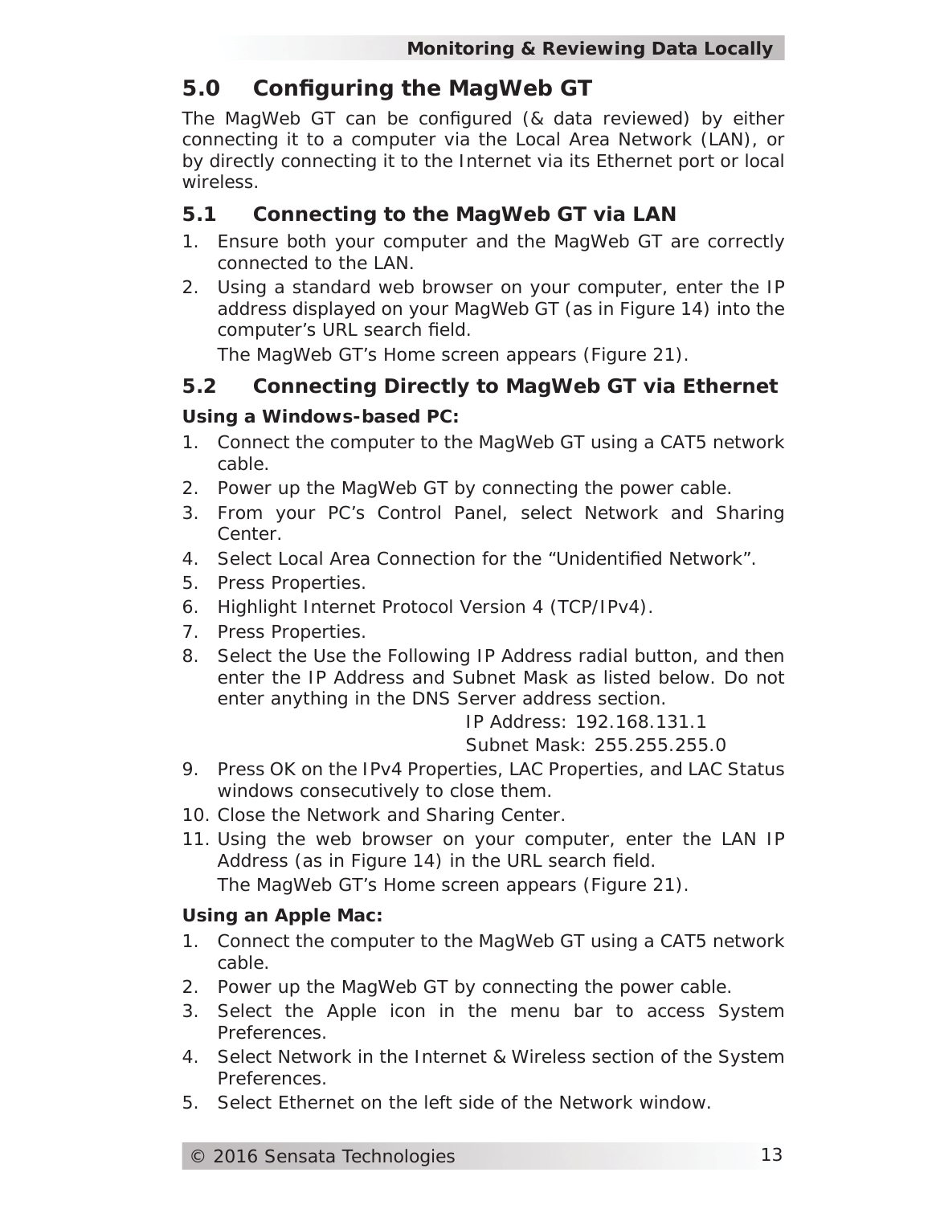## 5.0 Configuring the MagWeb GT

The MagWeb GT can be configured (& data reviewed) by either connecting it to a computer via the Local Area Network (LAN), or by directly connecting it to the Internet via its Ethernet port or local wireless.

### 5.1 Connecting to the MagWeb GT via LAN

1. Ensure both your computer and the MagWeb GT are correctly connected to the LAN.
2. Using a standard web browser on your computer, enter the IP address displayed on your MagWeb GT (as in Figure 14) into the computer's URL search field.

   The MagWeb GT's Home screen appears (Figure 21).

### 5.2 Connecting Directly to MagWeb GT via Ethernet

**Using a Windows-based PC:**

1. Connect the computer to the MagWeb GT using a CAT5 network cable.
2. Power up the MagWeb GT by connecting the power cable.
3. From your PC's Control Panel, select Network and Sharing Center.
4. Select Local Area Connection for the "Unidentified Network".
5. Press Properties.
6. Highlight Internet Protocol Version 4 (TCP/IPv4).
7. Press Properties.
8. Select the Use the Following IP Address radial button, and then enter the IP Address and Subnet Mask as listed below. Do not enter anything in the DNS Server address section.

   IP Address: 192.168.131.1
   Subnet Mask: 255.255.255.0
9. Press OK on the IPv4 Properties, LAC Properties, and LAC Status windows consecutively to close them.
10. Close the Network and Sharing Center.
11. Using the web browser on your computer, enter the LAN IP Address (as in Figure 14) in the URL search field.

    The MagWeb GT's Home screen appears (Figure 21).

**Using an Apple Mac:**

1. Connect the computer to the MagWeb GT using a CAT5 network cable.
2. Power up the MagWeb GT by connecting the power cable.
3. Select the Apple icon in the menu bar to access System Preferences.
4. Select Network in the Internet & Wireless section of the System Preferences.
5. Select Ethernet on the left side of the Network window.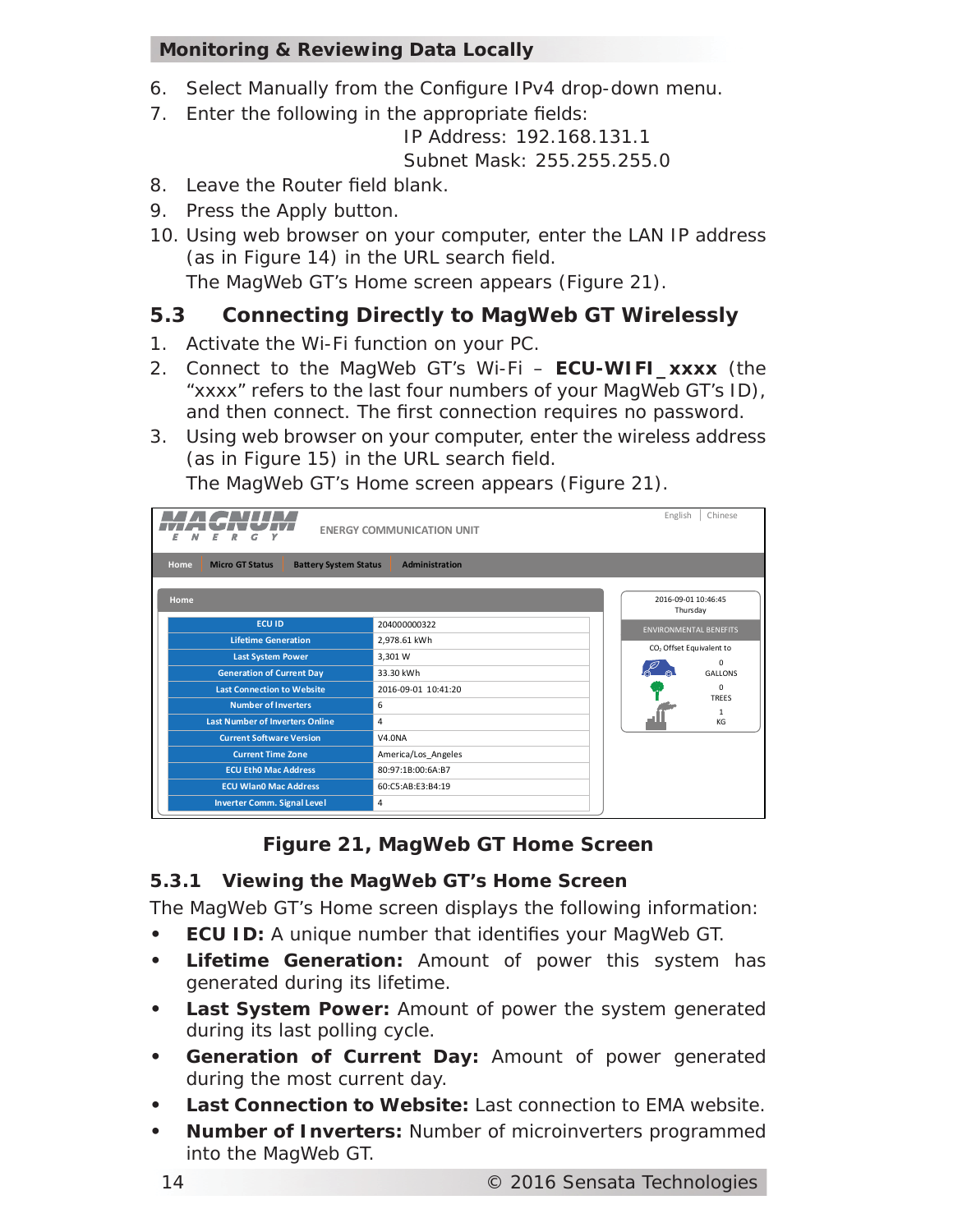6. Select Manually from the Configure IPv4 drop-down menu.
7. Enter the following in the appropriate fields:

   IP Address: 192.168.131.1
   Subnet Mask: 255.255.255.0
8. Leave the Router field blank.
9. Press the Apply button.
10. Using web browser on your computer, enter the LAN IP address (as in Figure 14) in the URL search field.

    The MagWeb GT's Home screen appears (Figure 21).

## 5.3 Connecting Directly to MagWeb GT Wirelessly

1. Activate the Wi-Fi function on your PC.
2. Connect to the MagWeb GT's Wi-Fi – **ECU-WIFI_xxxx** (the "xxxx" refers to the last four numbers of your MagWeb GT's ID), and then connect. The first connection requires no password.
3. Using web browser on your computer, enter the wireless address (as in Figure 15) in the URL search field.

   The MagWeb GT's Home screen appears (Figure 21).

MAGNUM ENERGY — ENERGY COMMUNICATION UNIT — English | Chinese

Home | Micro GT Status | Battery System Status | Administration

Home

| ECU ID | 204000000322 |
| --- | --- |
| Lifetime Generation | 2,978.61 kWh |
| Last System Power | 3,301 W |
| Generation of Current Day | 33.30 kWh |
| Last Connection to Website | 2016-09-01 10:41:20 |
| Number of Inverters | 6 |
| Last Number of Inverters Online | 4 |
| Current Software Version | V4.0NA |
| Current Time Zone | America/Los_Angeles |
| ECU Eth0 Mac Address | 80:97:1B:00:6A:B7 |
| ECU Wlan0 Mac Address | 60:C5:AB:E3:B4:19 |
| Inverter Comm. Signal Level | 4 |

2016-09-01 10:46:45
Thursday

ENVIRONMENTAL BENEFITS

$CO_2$ Offset Equivalent to

0 GALLONS

0 TREES

1 KG

**Figure 21, MagWeb GT Home Screen**

### 5.3.1 Viewing the MagWeb GT's Home Screen

The MagWeb GT's Home screen displays the following information:

- **ECU ID:** A unique number that identifies your MagWeb GT.
- **Lifetime Generation:** Amount of power this system has generated during its lifetime.
- **Last System Power:** Amount of power the system generated during its last polling cycle.
- **Generation of Current Day:** Amount of power generated during the most current day.
- **Last Connection to Website:** Last connection to EMA website.
- **Number of Inverters:** Number of microinverters programmed into the MagWeb GT.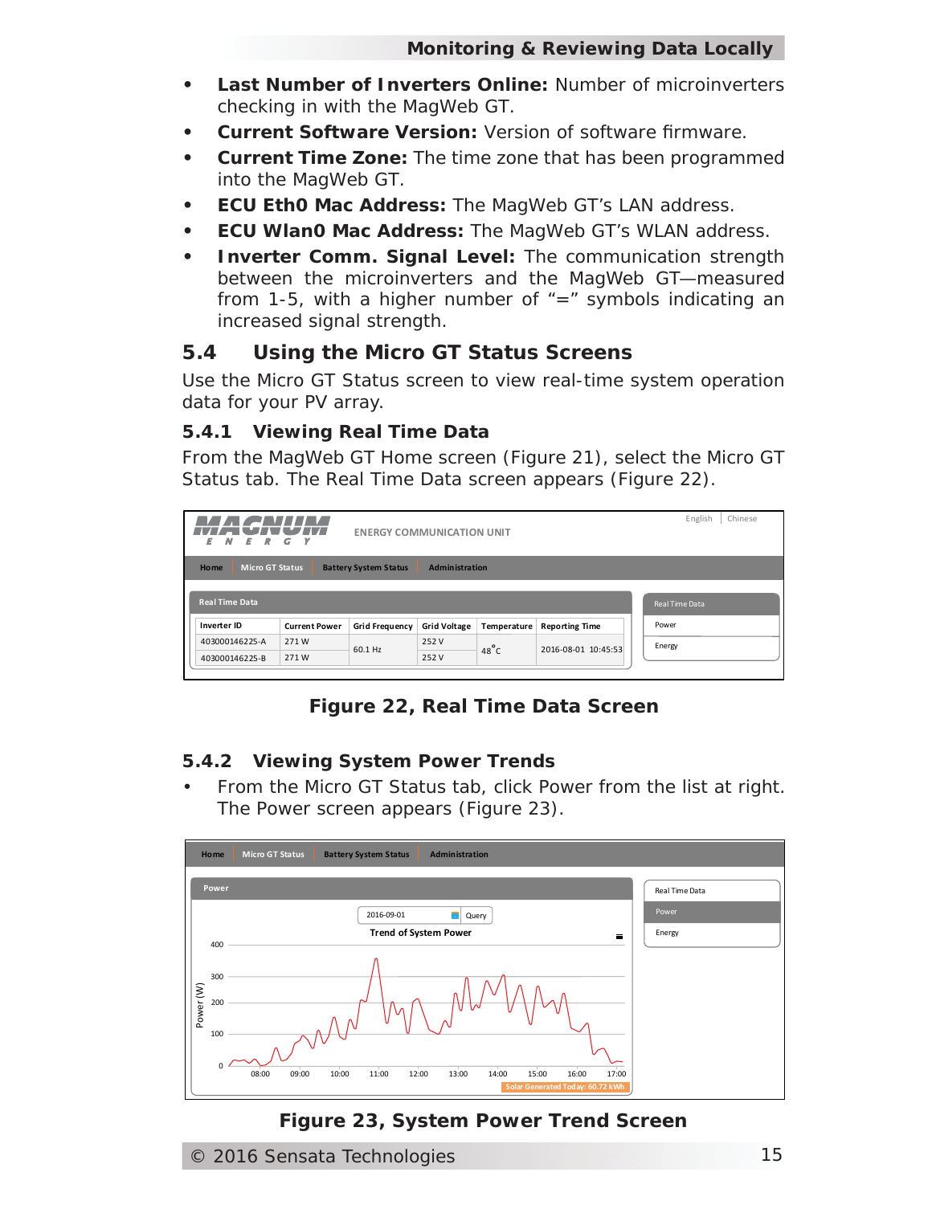- **Last Number of Inverters Online:** Number of microinverters checking in with the MagWeb GT.
- **Current Software Version:** Version of software firmware.
- **Current Time Zone:** The time zone that has been programmed into the MagWeb GT.
- **ECU Eth0 Mac Address:** The MagWeb GT's LAN address.
- **ECU Wlan0 Mac Address:** The MagWeb GT's WLAN address.
- **Inverter Comm. Signal Level:** The communication strength between the microinverters and the MagWeb GT—measured from 1-5, with a higher number of "=" symbols indicating an increased signal strength.

## 5.4 Using the Micro GT Status Screens

Use the Micro GT Status screen to view real-time system operation data for your PV array.

### 5.4.1 Viewing Real Time Data

From the MagWeb GT Home screen (Figure 21), select the Micro GT Status tab. The Real Time Data screen appears (Figure 22).

MAGNUM ENERGY — ENERGY COMMUNICATION UNIT — English | Chinese

Home | Micro GT Status | Battery System Status | Administration

Real Time Data

| Inverter ID | Current Power | Grid Frequency | Grid Voltage | Temperature | Reporting Time |
|---|---|---|---|---|---|
| 403000146225-A | 271 W | 60.1 Hz | 252 V | 48°C | 2016-08-01 10:45:53 |
| 403000146225-B | 271 W | | 252 V | | |

Real Time Data / Power / Energy

**Figure 22, Real Time Data Screen**

### 5.4.2 Viewing System Power Trends

- From the Micro GT Status tab, click Power from the list at right. The Power screen appears (Figure 23).

Home | Micro GT Status | Battery System Status | Administration

Power — 2016-09-01 Query — Trend of System Power — Solar Generated Today: 60.72 kWh

Real Time Data / Power / Energy

**Figure 23, System Power Trend Screen**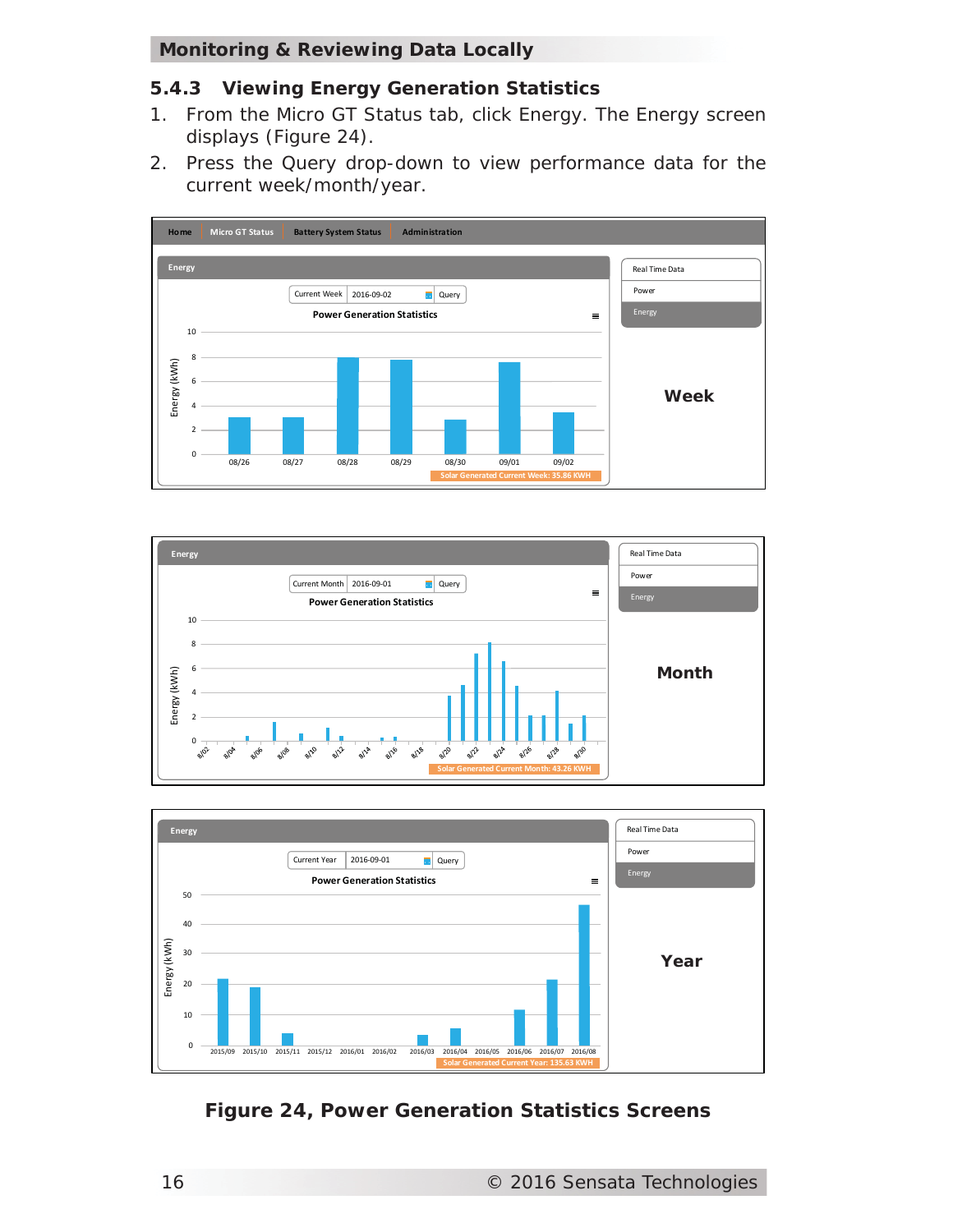### 5.4.3 Viewing Energy Generation Statistics

1. From the Micro GT Status tab, click Energy. The Energy screen displays (Figure 24).
2. Press the Query drop-down to view performance data for the current week/month/year.

Week

Month

Year

**Figure 24, Power Generation Statistics Screens**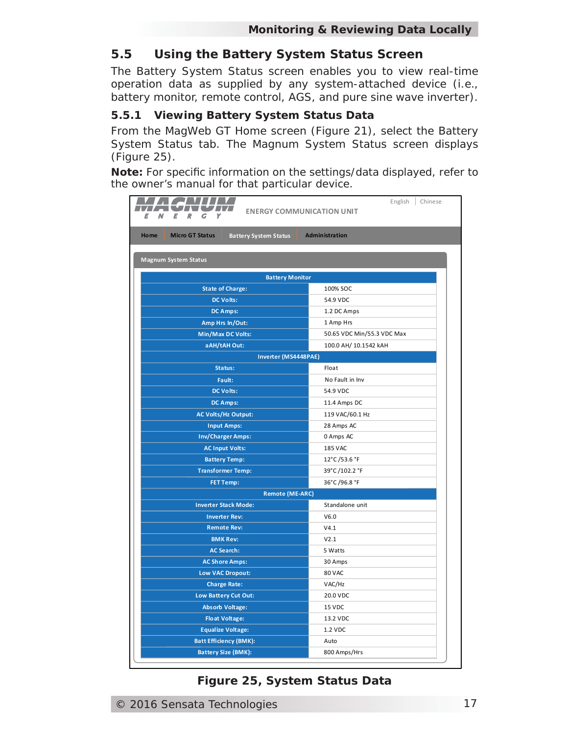## 5.5 Using the Battery System Status Screen

The Battery System Status screen enables you to view real-time operation data as supplied by any system-attached device (i.e., battery monitor, remote control, AGS, and pure sine wave inverter).

### 5.5.1 Viewing Battery System Status Data

From the MagWeb GT Home screen (Figure 21), select the Battery System Status tab. The Magnum System Status screen displays (Figure 25).

**Note:** For specific information on the settings/data displayed, refer to the owner's manual for that particular device.

MAGNUM ENERGY — ENERGY COMMUNICATION UNIT — English | Chinese

Home | Micro GT Status | Battery System Status | Administration

**Magnum System Status**

| Battery Monitor | |
|---|---|
| State of Charge: | 100% SOC |
| DC Volts: | 54.9 VDC |
| DC Amps: | 1.2 DC Amps |
| Amp Hrs In/Out: | 1 Amp Hrs |
| Min/Max DC Volts: | 50.65 VDC Min/55.3 VDC Max |
| aAH/tAH Out: | 100.0 AH/ 10.1542 kAH |
| **Inverter (MS4448PAE)** | |
| Status: | Float |
| Fault: | No Fault in Inv |
| DC Volts: | 54.9 VDC |
| DC Amps: | 11.4 Amps DC |
| AC Volts/Hz Output: | 119 VAC/60.1 Hz |
| Input Amps: | 28 Amps AC |
| Inv/Charger Amps: | 0 Amps AC |
| AC Input Volts: | 185 VAC |
| Battery Temp: | 12°C /53.6 °F |
| Transformer Temp: | 39°C /102.2 °F |
| FET Temp: | 36°C /96.8 °F |
| **Remote (ME-ARC)** | |
| Inverter Stack Mode: | Standalone unit |
| Inverter Rev: | V6.0 |
| Remote Rev: | V4.1 |
| BMK Rev: | V2.1 |
| AC Search: | 5 Watts |
| AC Shore Amps: | 30 Amps |
| Low VAC Dropout: | 80 VAC |
| Charge Rate: | VAC/Hz |
| Low Battery Cut Out: | 20.0 VDC |
| Absorb Voltage: | 15 VDC |
| Float Voltage: | 13.2 VDC |
| Equalize Voltage: | 1.2 VDC |
| Batt Efficiency (BMK): | Auto |
| Battery Size (BMK): | 800 Amps/Hrs |

**Figure 25, System Status Data**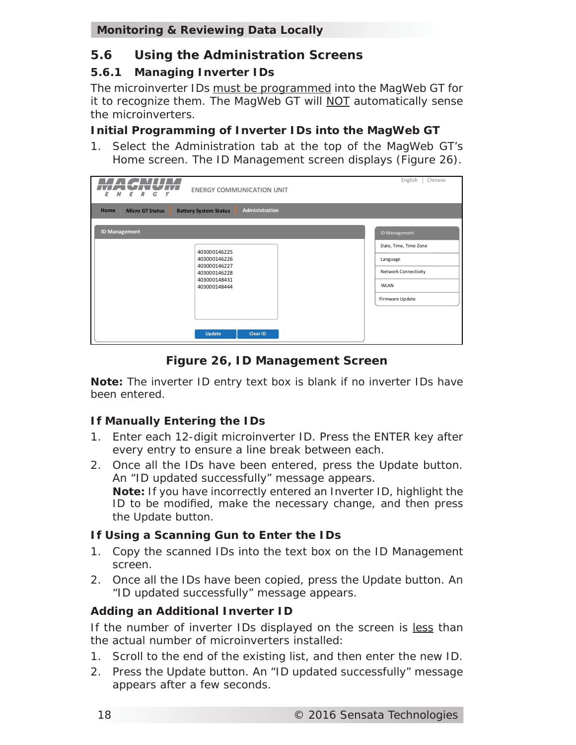## 5.6 Using the Administration Screens

### 5.6.1 Managing Inverter IDs

The microinverter IDs must be programmed into the MagWeb GT for it to recognize them. The MagWeb GT will NOT automatically sense the microinverters.

**Initial Programming of Inverter IDs into the MagWeb GT**

1. Select the Administration tab at the top of the MagWeb GT's Home screen. The ID Management screen displays (Figure 26).

**Figure 26, ID Management Screen**

**Note:** The inverter ID entry text box is blank if no inverter IDs have been entered.

**If Manually Entering the IDs**

1. Enter each 12-digit microinverter ID. Press the ENTER key after every entry to ensure a line break between each.
2. Once all the IDs have been entered, press the Update button. An "ID updated successfully" message appears.
   **Note:** If you have incorrectly entered an Inverter ID, highlight the ID to be modified, make the necessary change, and then press the Update button.

**If Using a Scanning Gun to Enter the IDs**

1. Copy the scanned IDs into the text box on the ID Management screen.
2. Once all the IDs have been copied, press the Update button. An "ID updated successfully" message appears.

**Adding an Additional Inverter ID**

If the number of inverter IDs displayed on the screen is less than the actual number of microinverters installed:

1. Scroll to the end of the existing list, and then enter the new ID.
2. Press the Update button. An "ID updated successfully" message appears after a few seconds.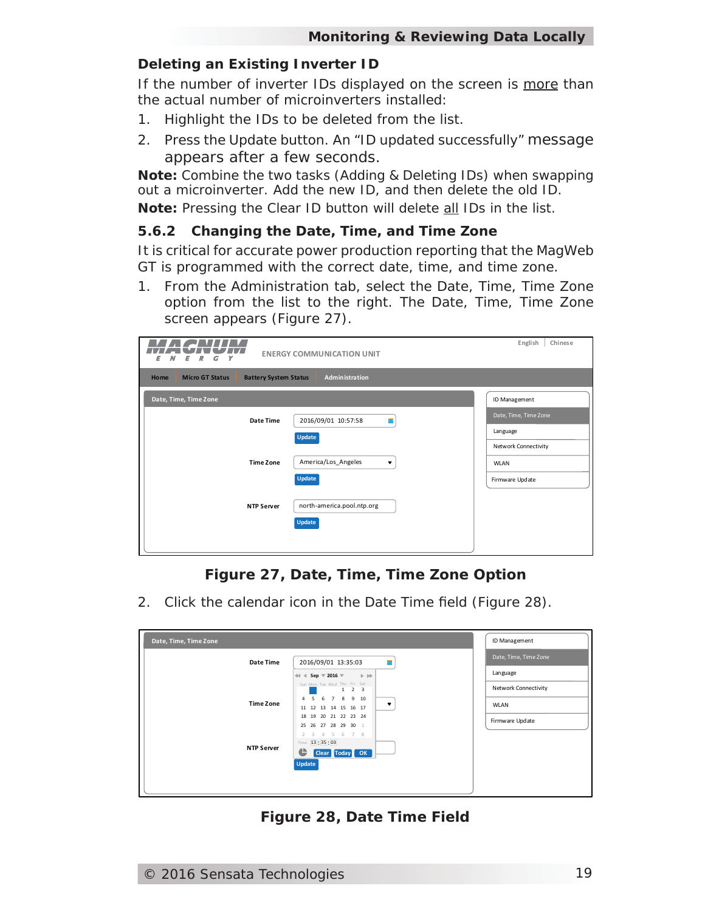## Deleting an Existing Inverter ID

If the number of inverter IDs displayed on the screen is more than the actual number of microinverters installed:

1. Highlight the IDs to be deleted from the list.
2. Press the Update button. An "ID updated successfully" message appears after a few seconds.

**Note:** Combine the two tasks (Adding & Deleting IDs) when swapping out a microinverter. Add the new ID, and then delete the old ID.

**Note:** Pressing the Clear ID button will delete all IDs in the list.

## 5.6.2 Changing the Date, Time, and Time Zone

It is critical for accurate power production reporting that the MagWeb GT is programmed with the correct date, time, and time zone.

1. From the Administration tab, select the Date, Time, Time Zone option from the list to the right. The Date, Time, Time Zone screen appears (Figure 27).

**Figure 27, Date, Time, Time Zone Option**

2. Click the calendar icon in the Date Time field (Figure 28).

**Figure 28, Date Time Field**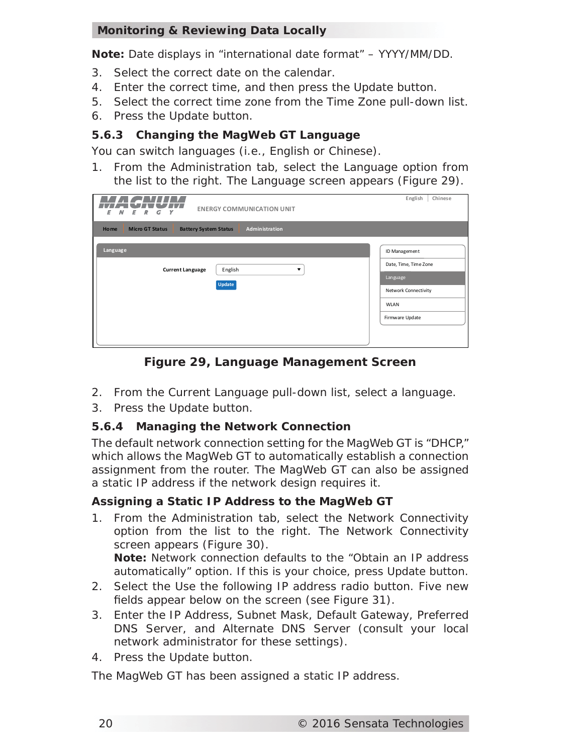**Note:** Date displays in "international date format" – YYYY/MM/DD.

3. Select the correct date on the calendar.
4. Enter the correct time, and then press the Update button.
5. Select the correct time zone from the Time Zone pull-down list.
6. Press the Update button.

### 5.6.3 Changing the MagWeb GT Language

You can switch languages (i.e., English or Chinese).

1. From the Administration tab, select the Language option from the list to the right. The Language screen appears (Figure 29).

**Figure 29, Language Management Screen**

2. From the Current Language pull-down list, select a language.
3. Press the Update button.

### 5.6.4 Managing the Network Connection

The default network connection setting for the MagWeb GT is "DHCP," which allows the MagWeb GT to automatically establish a connection assignment from the router. The MagWeb GT can also be assigned a static IP address if the network design requires it.

#### Assigning a Static IP Address to the MagWeb GT

1. From the Administration tab, select the Network Connectivity option from the list to the right. The Network Connectivity screen appears (Figure 30).
   **Note:** Network connection defaults to the "Obtain an IP address automatically" option. If this is your choice, press Update button.
2. Select the Use the following IP address radio button. Five new fields appear below on the screen (see Figure 31).
3. Enter the IP Address, Subnet Mask, Default Gateway, Preferred DNS Server, and Alternate DNS Server (consult your local network administrator for these settings).
4. Press the Update button.

The MagWeb GT has been assigned a static IP address.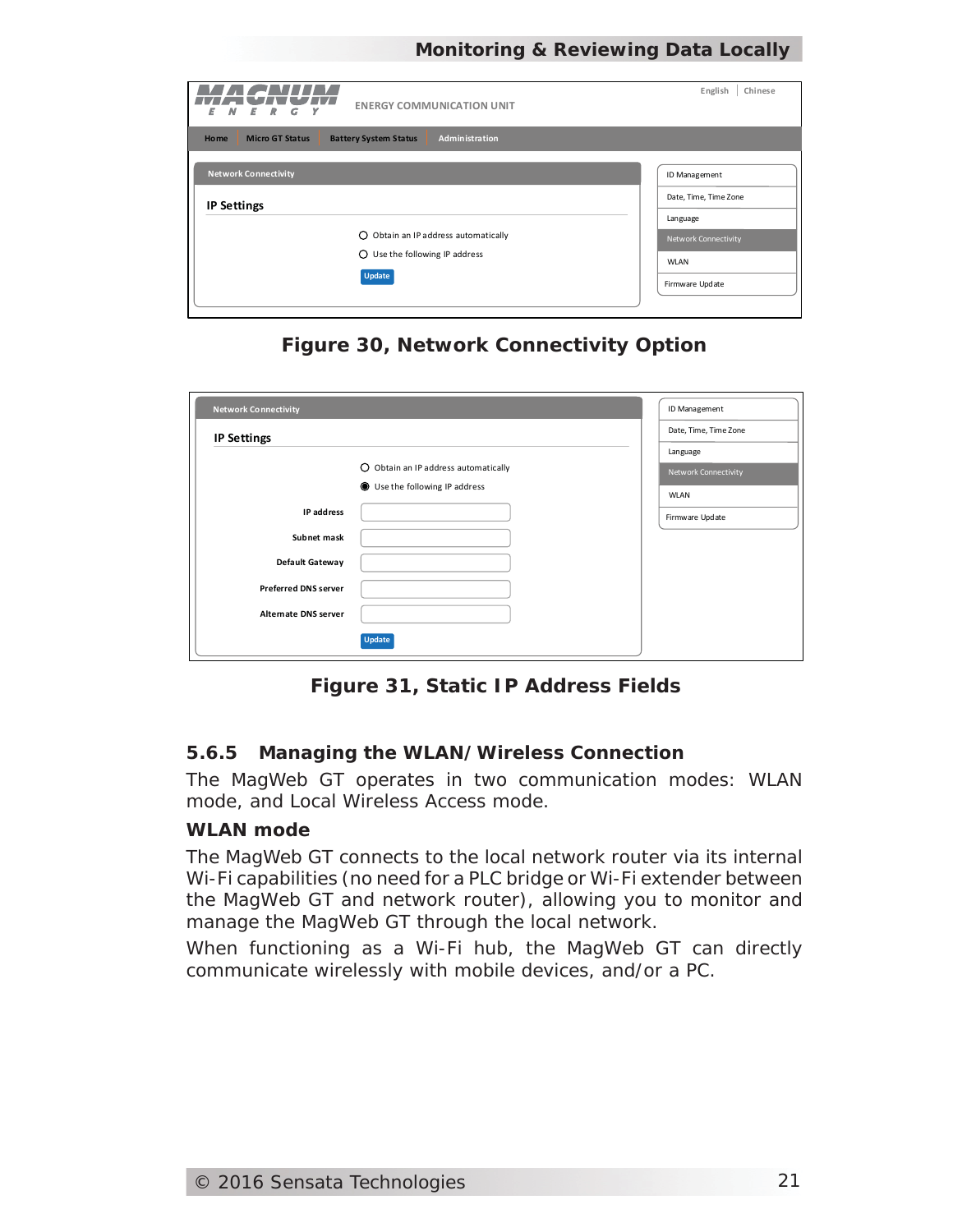Figure 30, Network Connectivity Option

Figure 31, Static IP Address Fields

### 5.6.5 Managing the WLAN/Wireless Connection

The MagWeb GT operates in two communication modes: WLAN mode, and Local Wireless Access mode.

**WLAN mode**

The MagWeb GT connects to the local network router via its internal Wi-Fi capabilities (no need for a PLC bridge or Wi-Fi extender between the MagWeb GT and network router), allowing you to monitor and manage the MagWeb GT through the local network.

When functioning as a Wi-Fi hub, the MagWeb GT can directly communicate wirelessly with mobile devices, and/or a PC.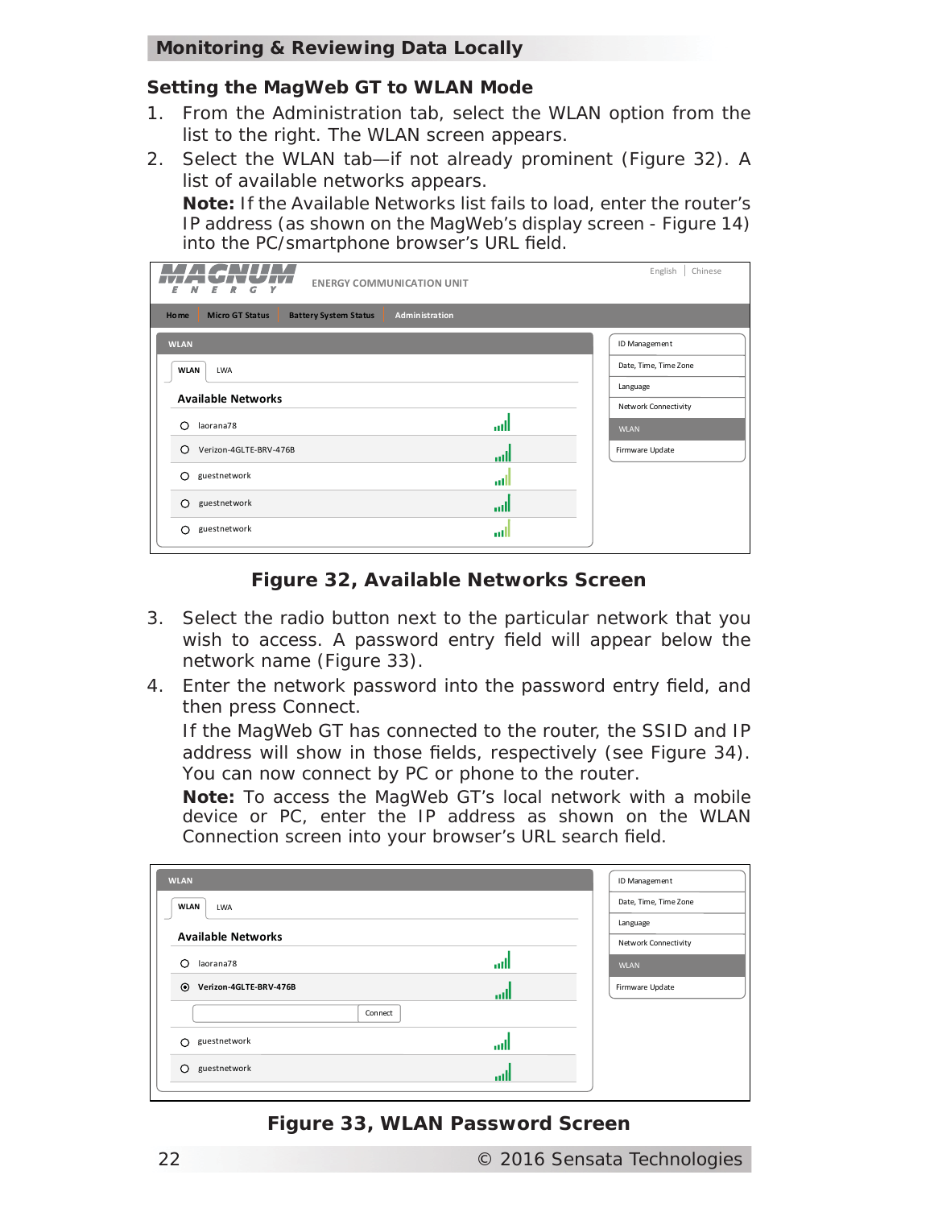## Monitoring & Reviewing Data Locally

### Setting the MagWeb GT to WLAN Mode

1. From the Administration tab, select the WLAN option from the list to the right. The WLAN screen appears.
2. Select the WLAN tab—if not already prominent (Figure 32). A list of available networks appears.

   **Note:** If the Available Networks list fails to load, enter the router's IP address (as shown on the MagWeb's display screen - Figure 14) into the PC/smartphone browser's URL field.

**Figure 32, Available Networks Screen**

3. Select the radio button next to the particular network that you wish to access. A password entry field will appear below the network name (Figure 33).
4. Enter the network password into the password entry field, and then press Connect.

   If the MagWeb GT has connected to the router, the SSID and IP address will show in those fields, respectively (see Figure 34). You can now connect by PC or phone to the router.

   **Note:** To access the MagWeb GT's local network with a mobile device or PC, enter the IP address as shown on the WLAN Connection screen into your browser's URL search field.

**Figure 33, WLAN Password Screen**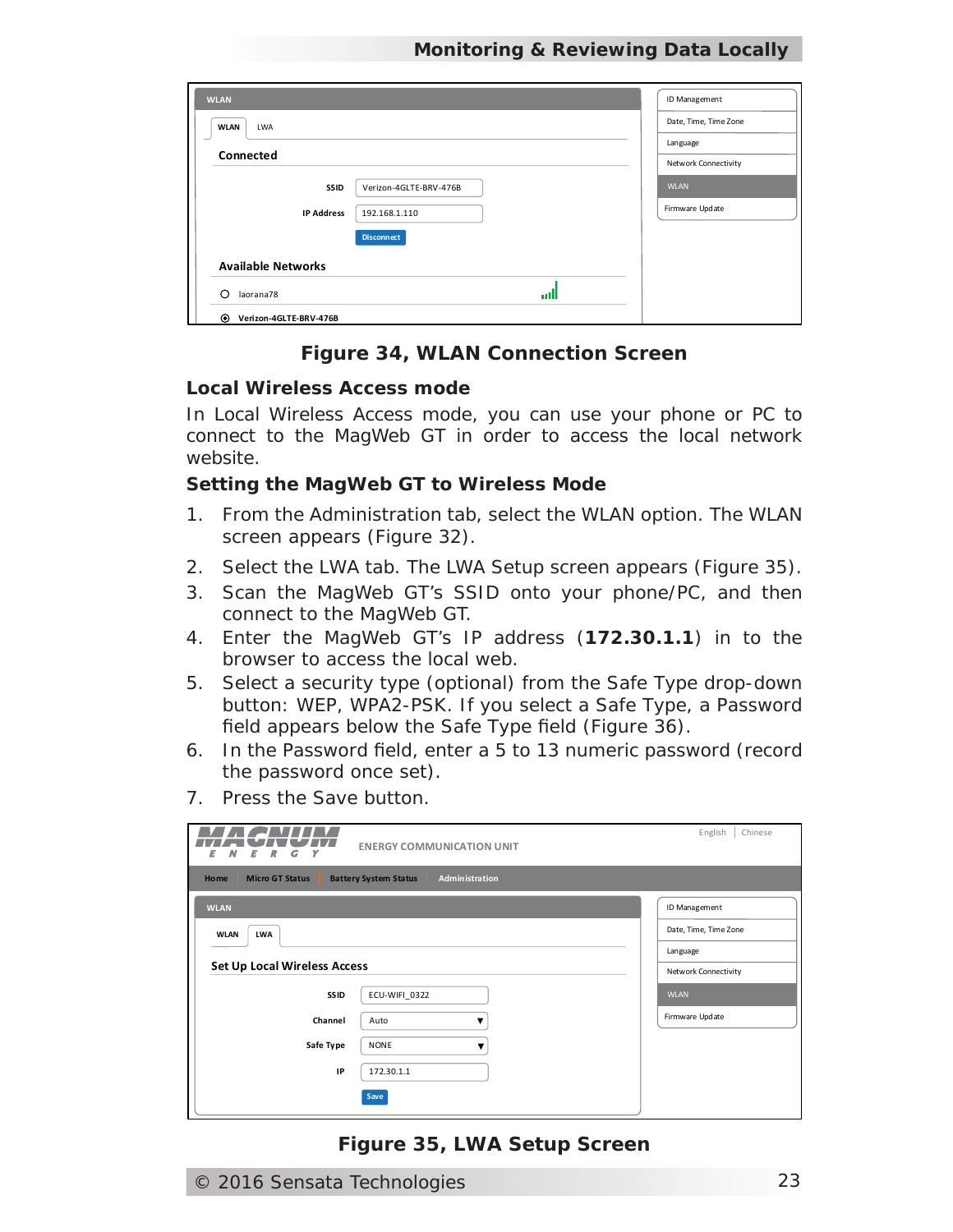Figure 34, WLAN Connection Screen

### Local Wireless Access mode

In Local Wireless Access mode, you can use your phone or PC to connect to the MagWeb GT in order to access the local network website.

### Setting the MagWeb GT to Wireless Mode

1. From the Administration tab, select the WLAN option. The WLAN screen appears (Figure 32).
2. Select the LWA tab. The LWA Setup screen appears (Figure 35).
3. Scan the MagWeb GT's SSID onto your phone/PC, and then connect to the MagWeb GT.
4. Enter the MagWeb GT's IP address (**172.30.1.1**) in to the browser to access the local web.
5. Select a security type (optional) from the Safe Type drop-down button: WEP, WPA2-PSK. If you select a Safe Type, a Password field appears below the Safe Type field (Figure 36).
6. In the Password field, enter a 5 to 13 numeric password (record the password once set).
7. Press the Save button.

Figure 35, LWA Setup Screen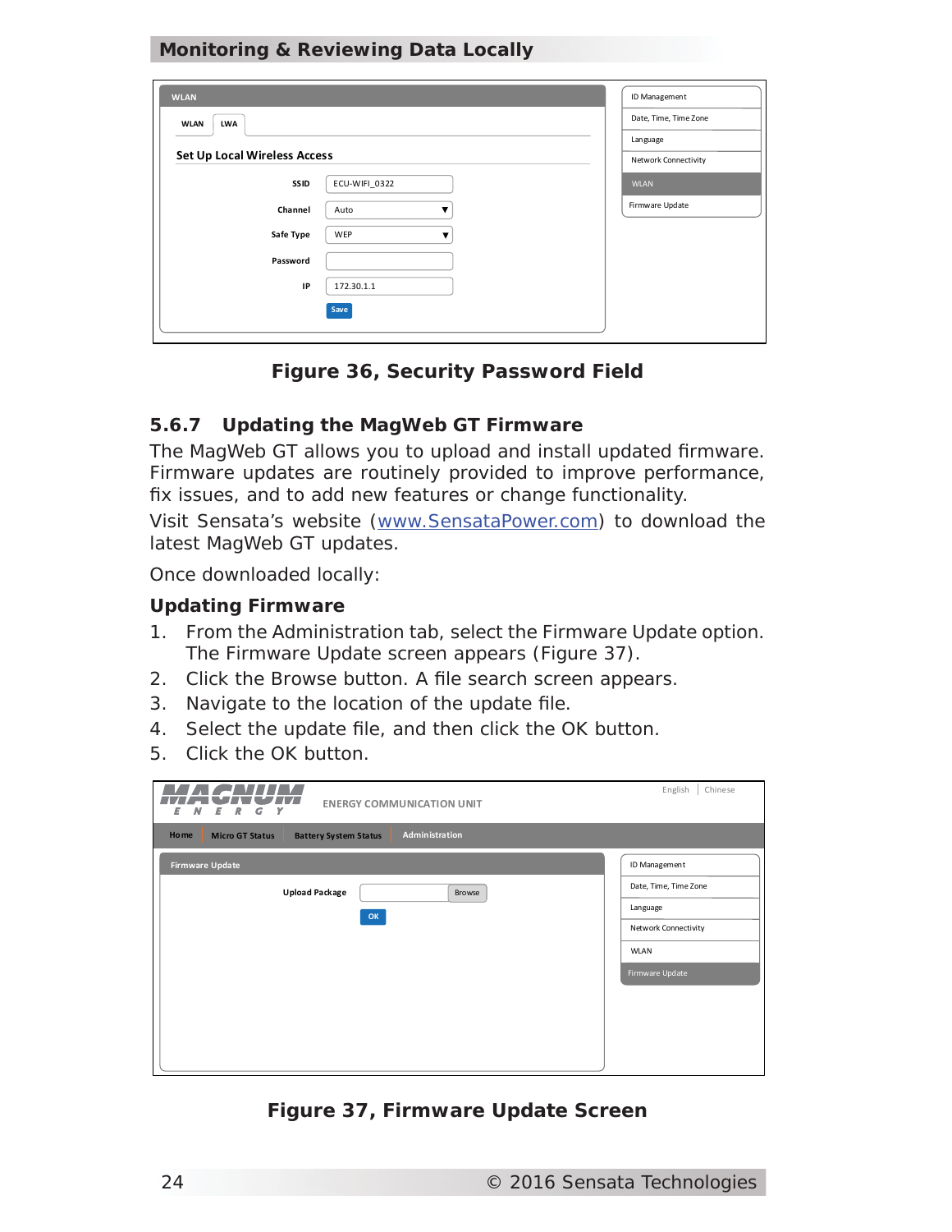WLAN

WLAN | LWA

Set Up Local Wireless Access

SSID: ECU-WIFI_0322

Channel: Auto

Safe Type: WEP

Password:

IP: 172.30.1.1

Save

ID Management
Date, Time, Time Zone
Language
Network Connectivity
WLAN
Firmware Update

Figure 36, Security Password Field

### 5.6.7 Updating the MagWeb GT Firmware

The MagWeb GT allows you to upload and install updated firmware. Firmware updates are routinely provided to improve performance, fix issues, and to add new features or change functionality.

Visit Sensata's website (www.SensataPower.com) to download the latest MagWeb GT updates.

Once downloaded locally:

#### Updating Firmware

1. From the Administration tab, select the Firmware Update option. The Firmware Update screen appears (Figure 37).
2. Click the Browse button. A file search screen appears.
3. Navigate to the location of the update file.
4. Select the update file, and then click the OK button.
5. Click the OK button.

MAGNUM ENERGY — ENERGY COMMUNICATION UNIT — English | Chinese

Home | Micro GT Status | Battery System Status | Administration

Firmware Update

Upload Package [Browse]

OK

ID Management
Date, Time, Time Zone
Language
Network Connectivity
WLAN
Firmware Update

Figure 37, Firmware Update Screen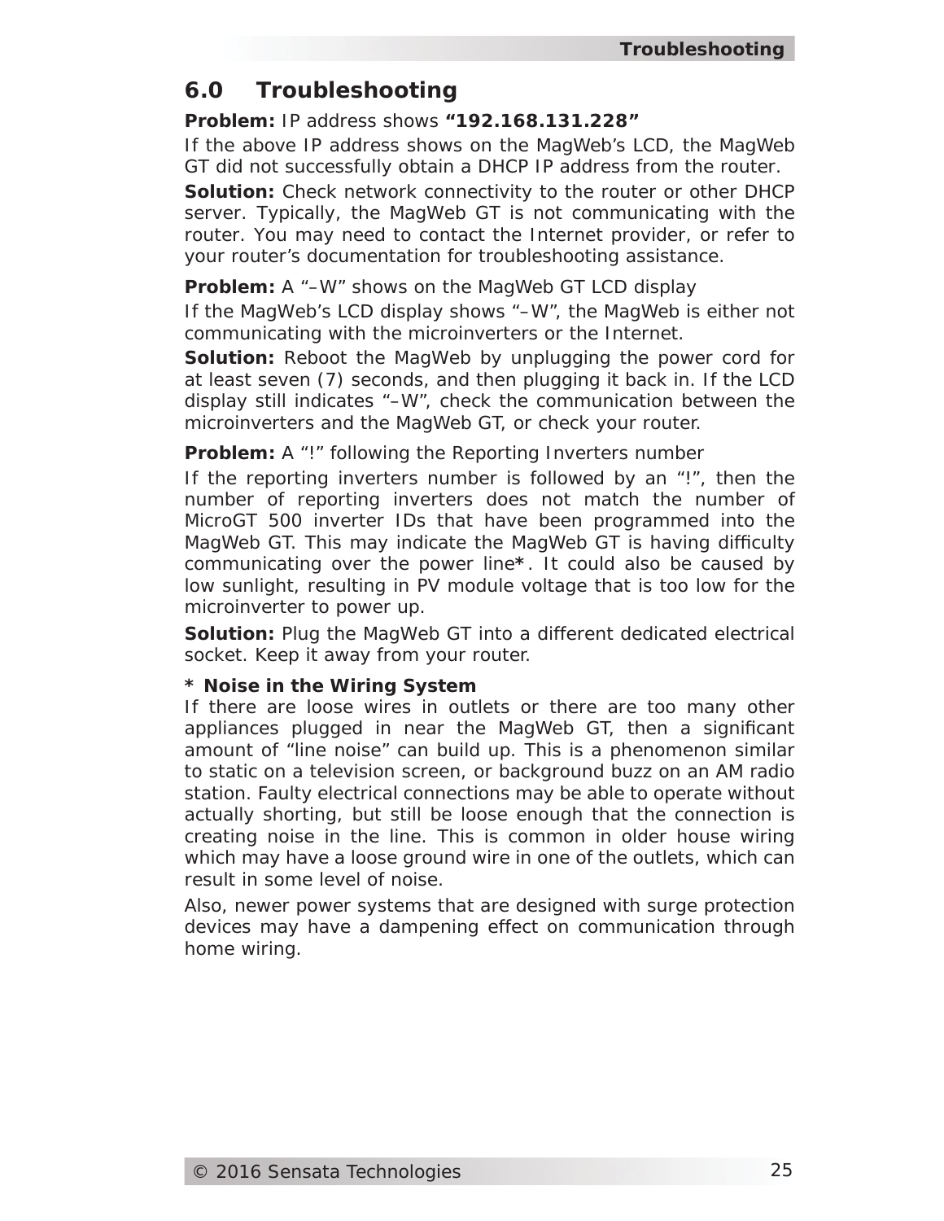## 6.0 Troubleshooting

**Problem:** IP address shows **"192.168.131.228"**

If the above IP address shows on the MagWeb's LCD, the MagWeb GT did not successfully obtain a DHCP IP address from the router.

**Solution:** Check network connectivity to the router or other DHCP server. Typically, the MagWeb GT is not communicating with the router. You may need to contact the Internet provider, or refer to your router's documentation for troubleshooting assistance.

**Problem:** A "–W" shows on the MagWeb GT LCD display

If the MagWeb's LCD display shows "–W", the MagWeb is either not communicating with the microinverters or the Internet.

**Solution:** Reboot the MagWeb by unplugging the power cord for at least seven (7) seconds, and then plugging it back in. If the LCD display still indicates "–W", check the communication between the microinverters and the MagWeb GT, or check your router.

**Problem:** A "!" following the Reporting Inverters number

If the reporting inverters number is followed by an "!", then the number of reporting inverters does not match the number of MicroGT 500 inverter IDs that have been programmed into the MagWeb GT. This may indicate the MagWeb GT is having difficulty communicating over the power line**\***. It could also be caused by low sunlight, resulting in PV module voltage that is too low for the microinverter to power up.

**Solution:** Plug the MagWeb GT into a different dedicated electrical socket. Keep it away from your router.

**\* Noise in the Wiring System**

If there are loose wires in outlets or there are too many other appliances plugged in near the MagWeb GT, then a significant amount of "line noise" can build up. This is a phenomenon similar to static on a television screen, or background buzz on an AM radio station. Faulty electrical connections may be able to operate without actually shorting, but still be loose enough that the connection is creating noise in the line. This is common in older house wiring which may have a loose ground wire in one of the outlets, which can result in some level of noise.

Also, newer power systems that are designed with surge protection devices may have a dampening effect on communication through home wiring.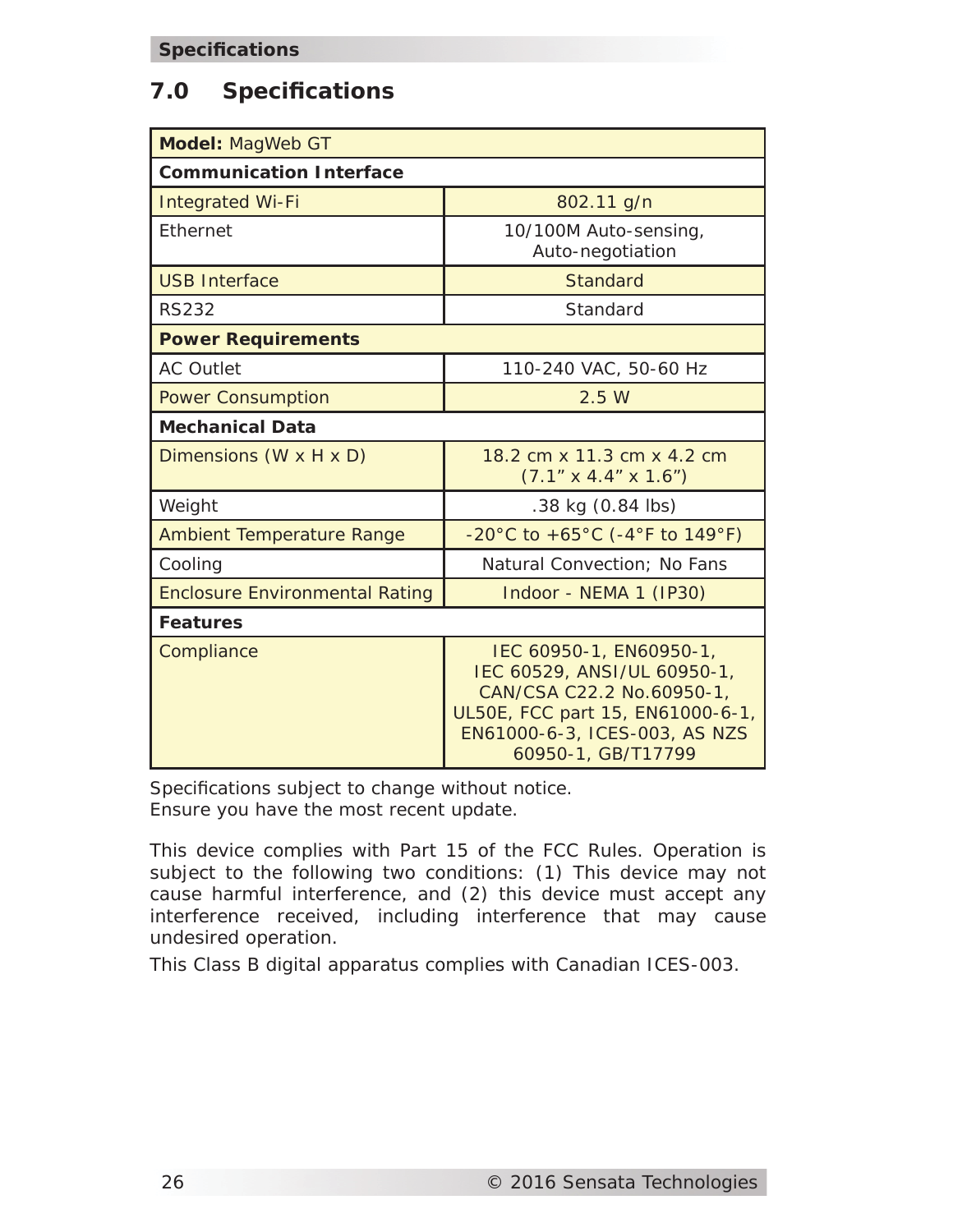# 7.0 Specifications

| **Model:** MagWeb GT | |
|---|---|
| **Communication Interface** | |
| Integrated Wi-Fi | 802.11 g/n |
| Ethernet | 10/100M Auto-sensing, Auto-negotiation |
| USB Interface | Standard |
| RS232 | Standard |
| **Power Requirements** | |
| AC Outlet | 110-240 VAC, 50-60 Hz |
| Power Consumption | 2.5 W |
| **Mechanical Data** | |
| Dimensions (W x H x D) | 18.2 cm x 11.3 cm x 4.2 cm (7.1” x 4.4” x 1.6”) |
| Weight | .38 kg (0.84 lbs) |
| Ambient Temperature Range | -20°C to +65°C (-4°F to 149°F) |
| Cooling | Natural Convection; No Fans |
| Enclosure Environmental Rating | Indoor - NEMA 1 (IP30) |
| **Features** | |
| Compliance | IEC 60950-1, EN60950-1, IEC 60529, ANSI/UL 60950-1, CAN/CSA C22.2 No.60950-1, UL50E, FCC part 15, EN61000-6-1, EN61000-6-3, ICES-003, AS NZS 60950-1, GB/T17799 |

Specifications subject to change without notice.
Ensure you have the most recent update.

This device complies with Part 15 of the FCC Rules. Operation is subject to the following two conditions: (1) This device may not cause harmful interference, and (2) this device must accept any interference received, including interference that may cause undesired operation.

This Class B digital apparatus complies with Canadian ICES-003.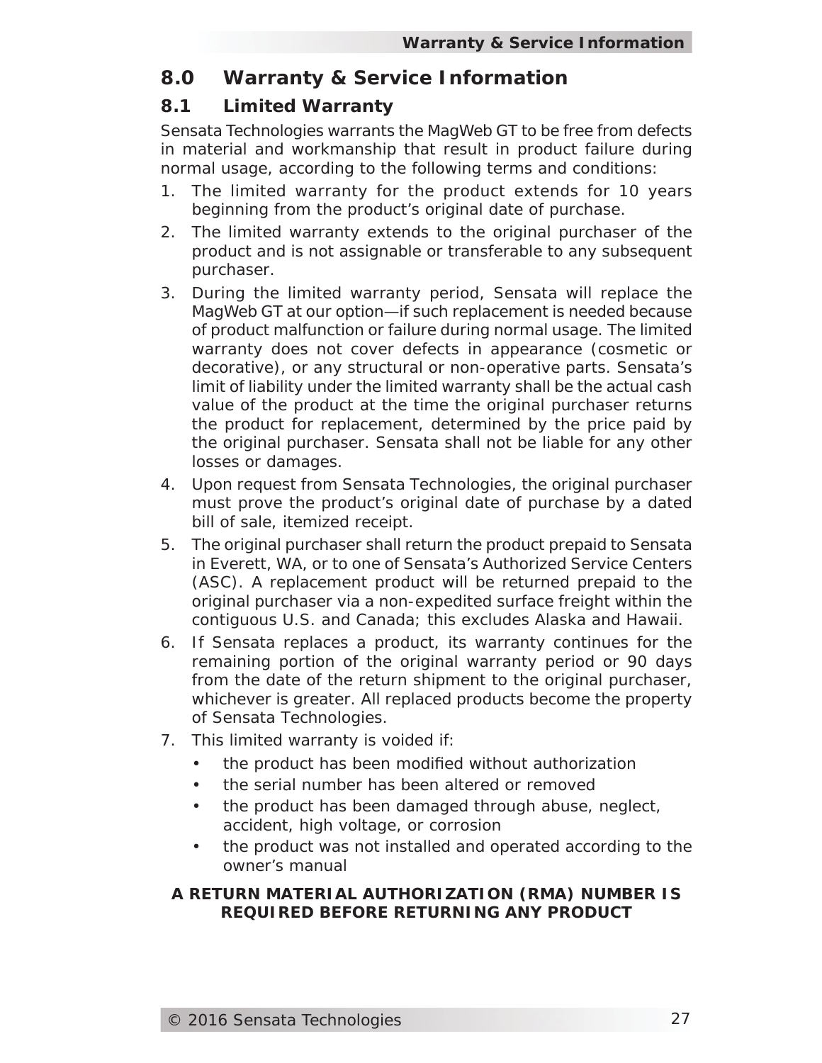# 8.0 Warranty & Service Information

## 8.1 Limited Warranty

Sensata Technologies warrants the MagWeb GT to be free from defects in material and workmanship that result in product failure during normal usage, according to the following terms and conditions:

1. The limited warranty for the product extends for 10 years beginning from the product's original date of purchase.
2. The limited warranty extends to the original purchaser of the product and is not assignable or transferable to any subsequent purchaser.
3. During the limited warranty period, Sensata will replace the MagWeb GT at our option—if such replacement is needed because of product malfunction or failure during normal usage. The limited warranty does not cover defects in appearance (cosmetic or decorative), or any structural or non-operative parts. Sensata's limit of liability under the limited warranty shall be the actual cash value of the product at the time the original purchaser returns the product for replacement, determined by the price paid by the original purchaser. Sensata shall not be liable for any other losses or damages.
4. Upon request from Sensata Technologies, the original purchaser must prove the product's original date of purchase by a dated bill of sale, itemized receipt.
5. The original purchaser shall return the product prepaid to Sensata in Everett, WA, or to one of Sensata's Authorized Service Centers (ASC). A replacement product will be returned prepaid to the original purchaser via a non-expedited surface freight within the contiguous U.S. and Canada; this excludes Alaska and Hawaii.
6. If Sensata replaces a product, its warranty continues for the remaining portion of the original warranty period or 90 days from the date of the return shipment to the original purchaser, whichever is greater. All replaced products become the property of Sensata Technologies.
7. This limited warranty is voided if:
   - the product has been modified without authorization
   - the serial number has been altered or removed
   - the product has been damaged through abuse, neglect, accident, high voltage, or corrosion
   - the product was not installed and operated according to the owner's manual

**A RETURN MATERIAL AUTHORIZATION (RMA) NUMBER IS REQUIRED BEFORE RETURNING ANY PRODUCT**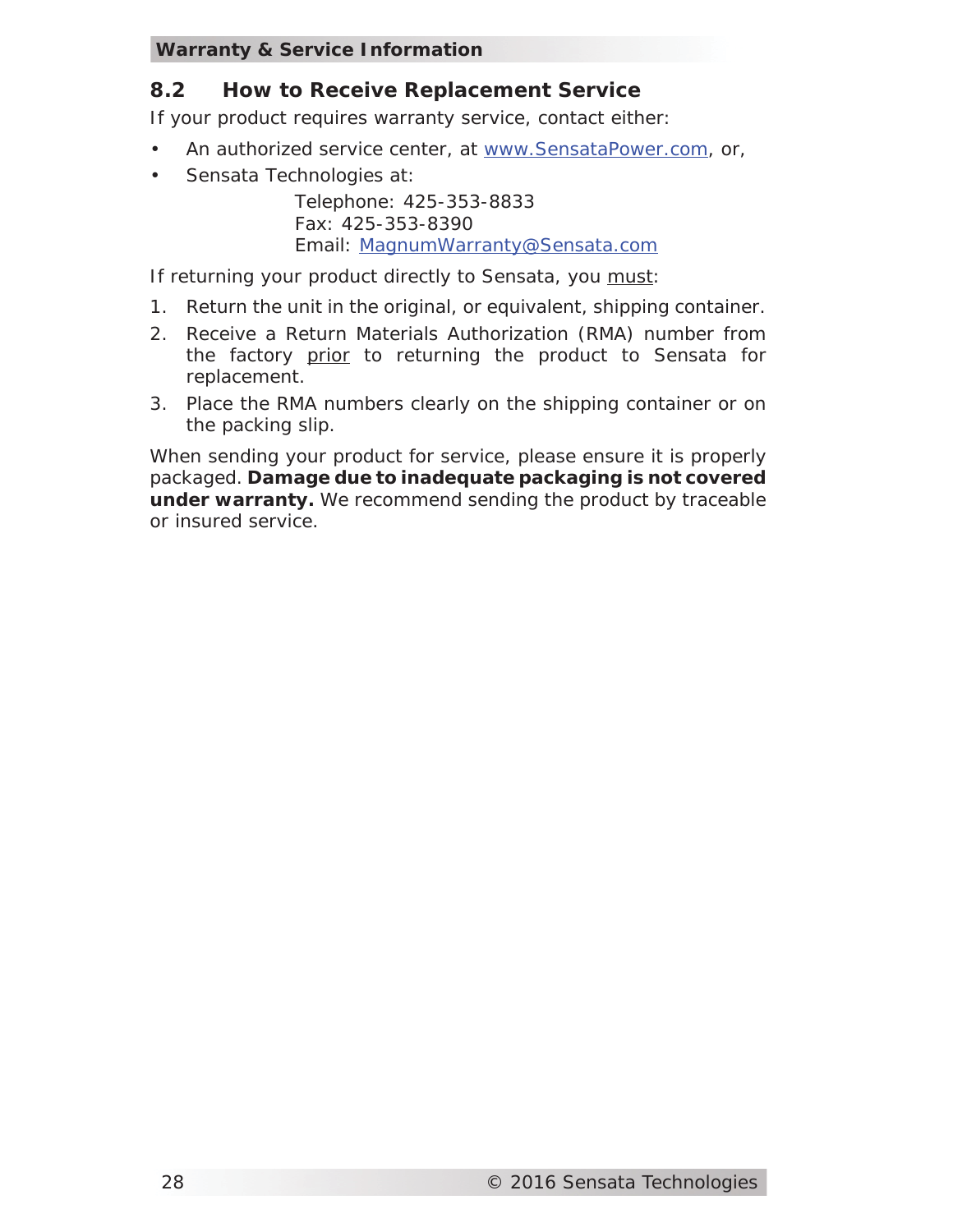## 8.2 How to Receive Replacement Service

If your product requires warranty service, contact either:

- An authorized service center, at www.SensataPower.com, or,
- Sensata Technologies at:

  Telephone: 425-353-8833
  Fax: 425-353-8390
  Email: MagnumWarranty@Sensata.com

If returning your product directly to Sensata, you <u>must</u>:

1. Return the unit in the original, or equivalent, shipping container.
2. Receive a Return Materials Authorization (RMA) number from the factory <u>prior</u> to returning the product to Sensata for replacement.
3. Place the RMA numbers clearly on the shipping container or on the packing slip.

When sending your product for service, please ensure it is properly packaged. **Damage due to inadequate packaging is not covered under warranty.** We recommend sending the product by traceable or insured service.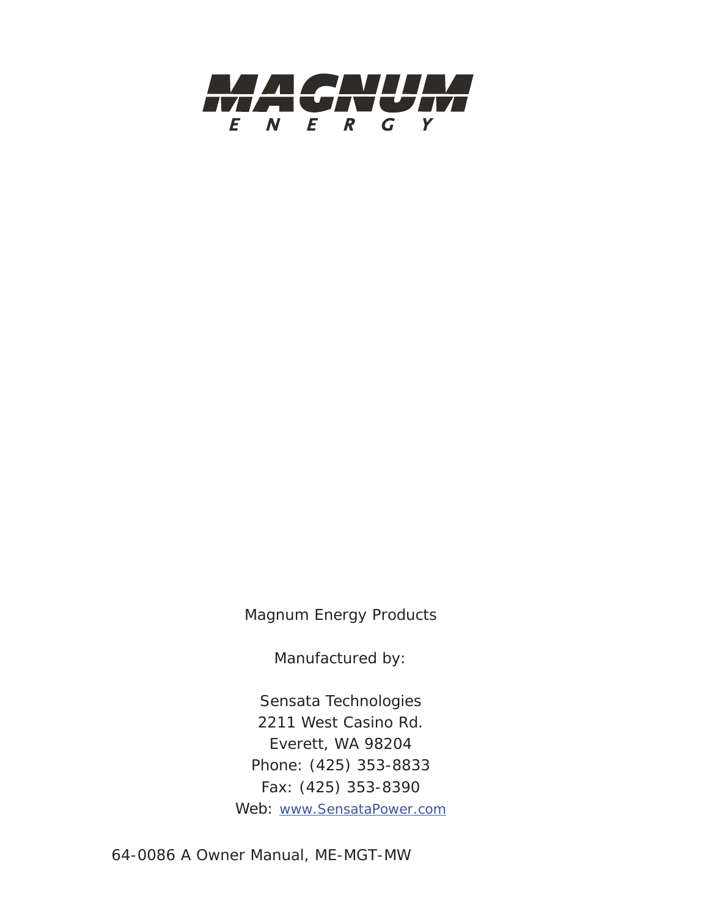MAGNUM

ENERGY

Magnum Energy Products

Manufactured by:

Sensata Technologies
2211 West Casino Rd.
Everett, WA 98204
Phone: (425) 353-8833
Fax: (425) 353-8390
Web: www.SensataPower.com

64-0086 A Owner Manual, ME-MGT-MW